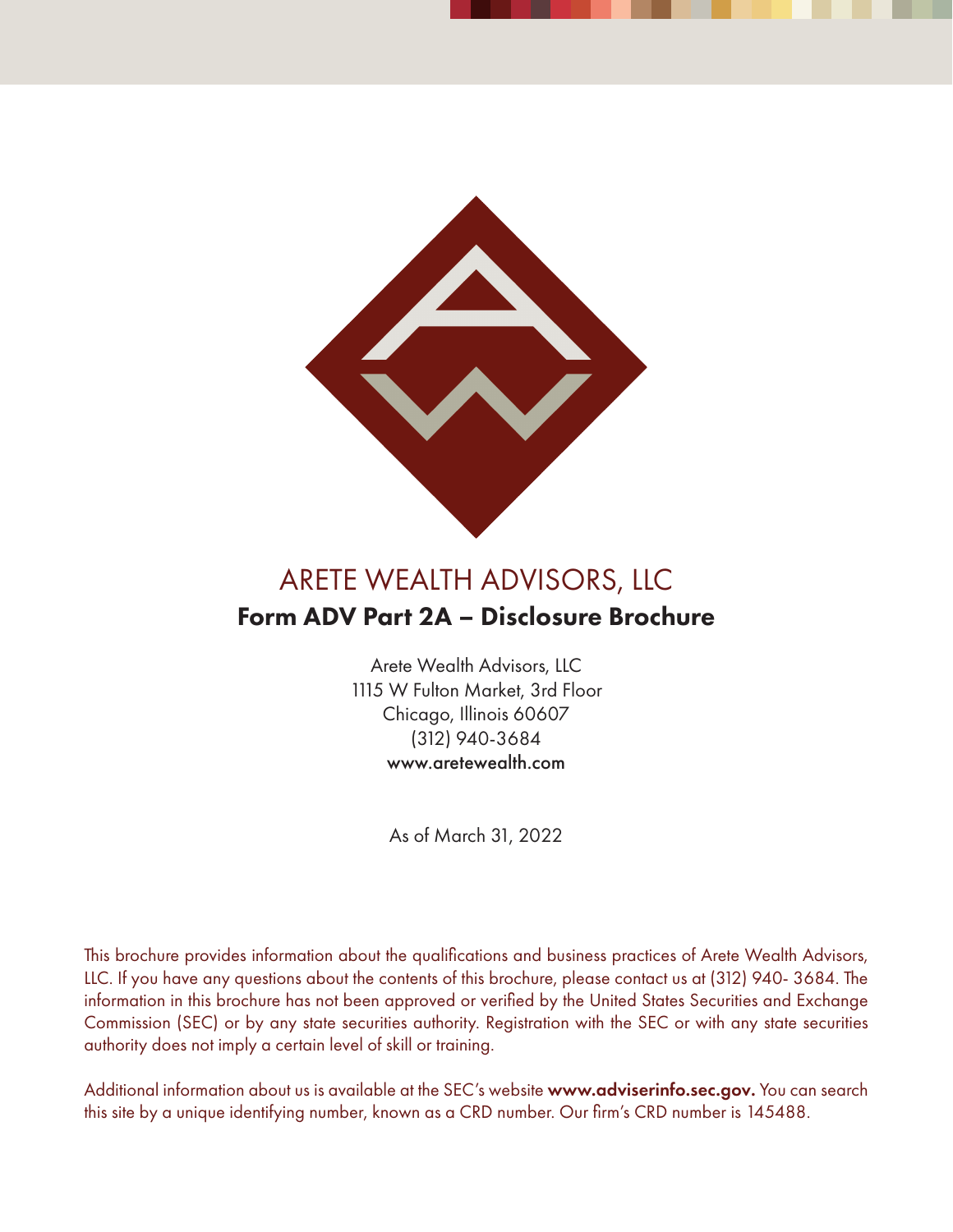# ARETE WEALTH ADVISORS, LLC

## Form ADV Part 2A – Disclosure Brochure

Arete Wealth Advisors, LLC
1115 W Fulton Market, 3rd Floor
Chicago, Illinois 60607
(312) 940-3684
www.aretewealth.com

As of March 31, 2022

This brochure provides information about the qualifications and business practices of Arete Wealth Advisors, LLC. If you have any questions about the contents of this brochure, please contact us at (312) 940- 3684. The information in this brochure has not been approved or verified by the United States Securities and Exchange Commission (SEC) or by any state securities authority. Registration with the SEC or with any state securities authority does not imply a certain level of skill or training.

Additional information about us is available at the SEC's website **www.adviserinfo.sec.gov.** You can search this site by a unique identifying number, known as a CRD number. Our firm's CRD number is 145488.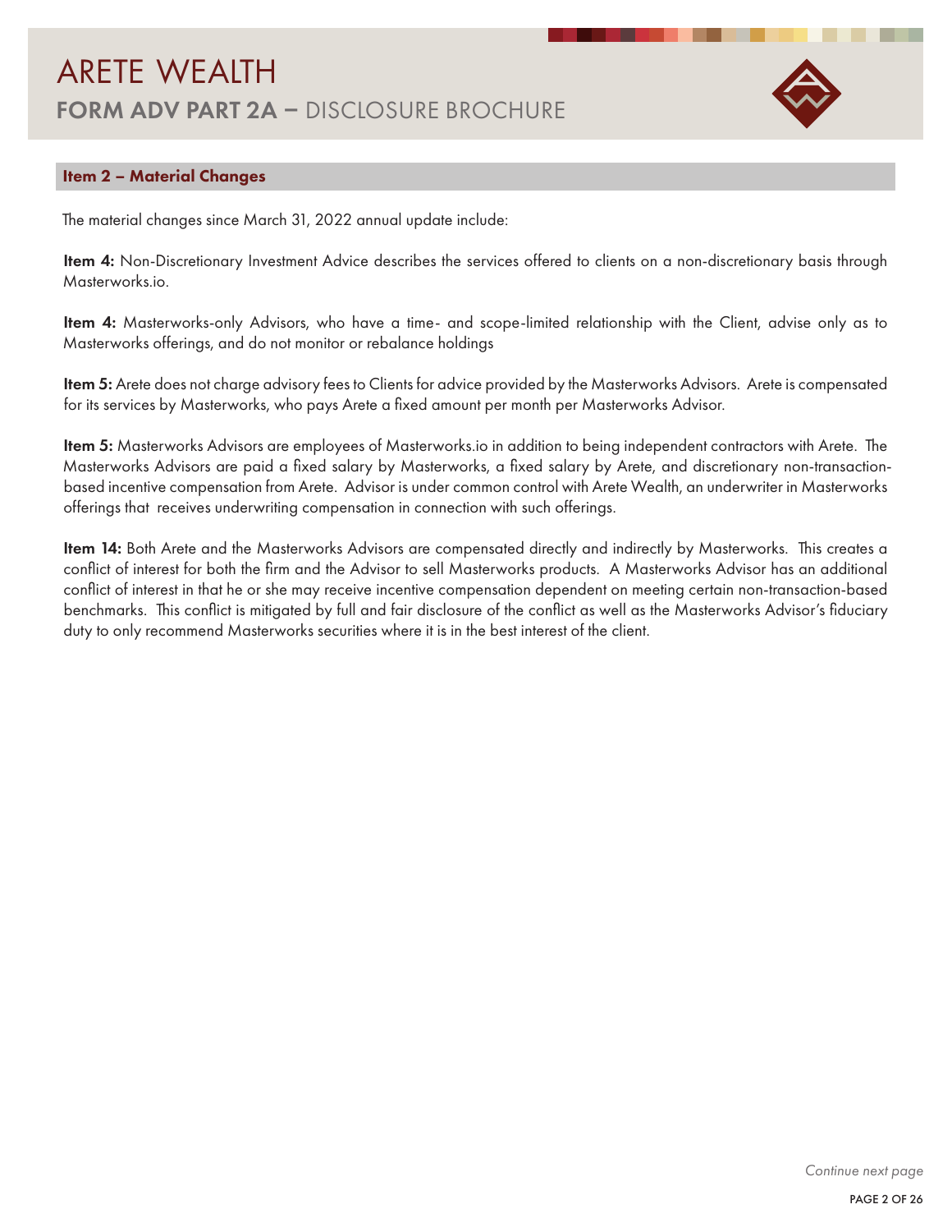## Item 2 – Material Changes

The material changes since March 31, 2022 annual update include:

**Item 4:** Non-Discretionary Investment Advice describes the services offered to clients on a non-discretionary basis through Masterworks.io.

**Item 4:** Masterworks-only Advisors, who have a time- and scope-limited relationship with the Client, advise only as to Masterworks offerings, and do not monitor or rebalance holdings

**Item 5:** Arete does not charge advisory fees to Clients for advice provided by the Masterworks Advisors. Arete is compensated for its services by Masterworks, who pays Arete a fixed amount per month per Masterworks Advisor.

**Item 5:** Masterworks Advisors are employees of Masterworks.io in addition to being independent contractors with Arete. The Masterworks Advisors are paid a fixed salary by Masterworks, a fixed salary by Arete, and discretionary non-transaction-based incentive compensation from Arete. Advisor is under common control with Arete Wealth, an underwriter in Masterworks offerings that receives underwriting compensation in connection with such offerings.

**Item 14:** Both Arete and the Masterworks Advisors are compensated directly and indirectly by Masterworks. This creates a conflict of interest for both the firm and the Advisor to sell Masterworks products. A Masterworks Advisor has an additional conflict of interest in that he or she may receive incentive compensation dependent on meeting certain non-transaction-based benchmarks. This conflict is mitigated by full and fair disclosure of the conflict as well as the Masterworks Advisor's fiduciary duty to only recommend Masterworks securities where it is in the best interest of the client.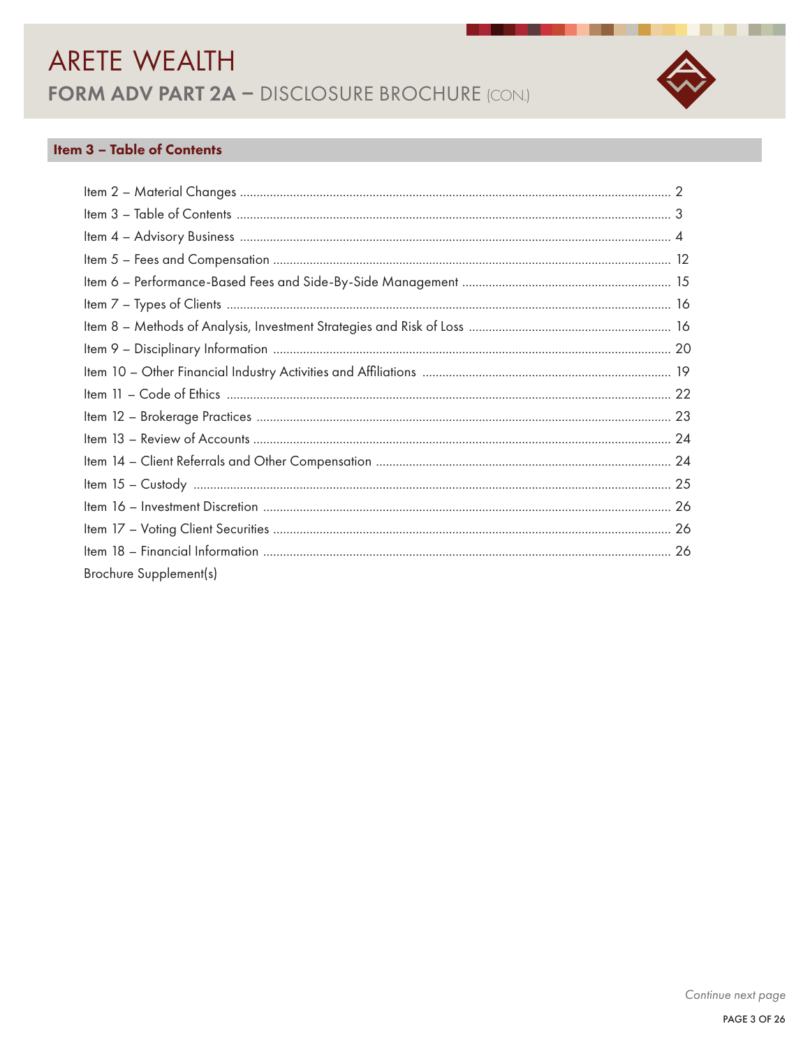## Item 3 – Table of Contents

Item 2 – Material Changes ........ 2
Item 3 – Table of Contents ........ 3
Item 4 – Advisory Business ........ 4
Item 5 – Fees and Compensation ........ 12
Item 6 – Performance-Based Fees and Side-By-Side Management ........ 15
Item 7 – Types of Clients ........ 16
Item 8 – Methods of Analysis, Investment Strategies and Risk of Loss ........ 16
Item 9 – Disciplinary Information ........ 20
Item 10 – Other Financial Industry Activities and Affiliations ........ 19
Item 11 – Code of Ethics ........ 22
Item 12 – Brokerage Practices ........ 23
Item 13 – Review of Accounts ........ 24
Item 14 – Client Referrals and Other Compensation ........ 24
Item 15 – Custody ........ 25
Item 16 – Investment Discretion ........ 26
Item 17 – Voting Client Securities ........ 26
Item 18 – Financial Information ........ 26
Brochure Supplement(s)

*Continue next page*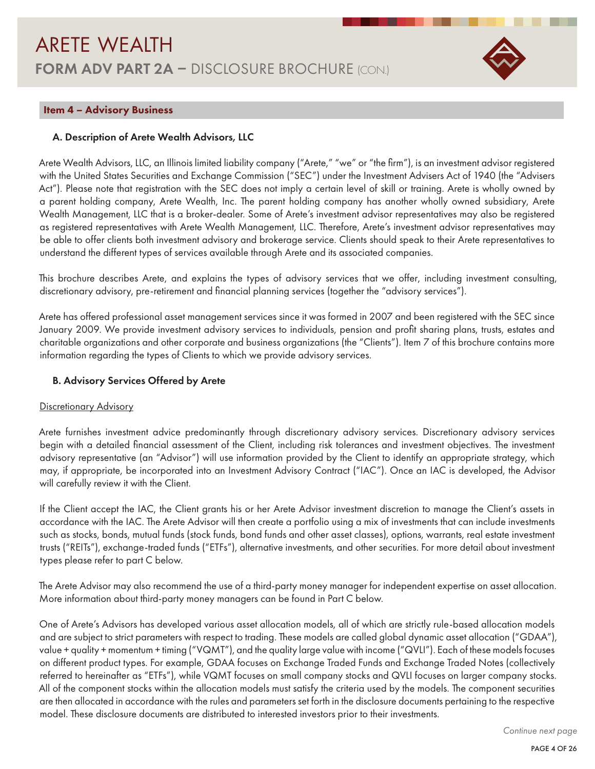## Item 4 – Advisory Business

### A. Description of Arete Wealth Advisors, LLC

Arete Wealth Advisors, LLC, an Illinois limited liability company ("Arete," "we" or "the firm"), is an investment advisor registered with the United States Securities and Exchange Commission ("SEC") under the Investment Advisers Act of 1940 (the "Advisers Act"). Please note that registration with the SEC does not imply a certain level of skill or training. Arete is wholly owned by a parent holding company, Arete Wealth, Inc. The parent holding company has another wholly owned subsidiary, Arete Wealth Management, LLC that is a broker-dealer. Some of Arete's investment advisor representatives may also be registered as registered representatives with Arete Wealth Management, LLC. Therefore, Arete's investment advisor representatives may be able to offer clients both investment advisory and brokerage service. Clients should speak to their Arete representatives to understand the different types of services available through Arete and its associated companies.

This brochure describes Arete, and explains the types of advisory services that we offer, including investment consulting, discretionary advisory, pre-retirement and financial planning services (together the "advisory services").

Arete has offered professional asset management services since it was formed in 2007 and been registered with the SEC since January 2009. We provide investment advisory services to individuals, pension and profit sharing plans, trusts, estates and charitable organizations and other corporate and business organizations (the "Clients"). Item 7 of this brochure contains more information regarding the types of Clients to which we provide advisory services.

### B. Advisory Services Offered by Arete

Discretionary Advisory

Arete furnishes investment advice predominantly through discretionary advisory services. Discretionary advisory services begin with a detailed financial assessment of the Client, including risk tolerances and investment objectives. The investment advisory representative (an "Advisor") will use information provided by the Client to identify an appropriate strategy, which may, if appropriate, be incorporated into an Investment Advisory Contract ("IAC"). Once an IAC is developed, the Advisor will carefully review it with the Client.

If the Client accept the IAC, the Client grants his or her Arete Advisor investment discretion to manage the Client's assets in accordance with the IAC. The Arete Advisor will then create a portfolio using a mix of investments that can include investments such as stocks, bonds, mutual funds (stock funds, bond funds and other asset classes), options, warrants, real estate investment trusts ("REITs"), exchange-traded funds ("ETFs"), alternative investments, and other securities. For more detail about investment types please refer to part C below.

The Arete Advisor may also recommend the use of a third-party money manager for independent expertise on asset allocation. More information about third-party money managers can be found in Part C below.

One of Arete's Advisors has developed various asset allocation models, all of which are strictly rule-based allocation models and are subject to strict parameters with respect to trading. These models are called global dynamic asset allocation ("GDAA"), value + quality + momentum + timing ("VQMT"), and the quality large value with income ("QVLI"). Each of these models focuses on different product types. For example, GDAA focuses on Exchange Traded Funds and Exchange Traded Notes (collectively referred to hereinafter as "ETFs"), while VQMT focuses on small company stocks and QVLI focuses on larger company stocks. All of the component stocks within the allocation models must satisfy the criteria used by the models. The component securities are then allocated in accordance with the rules and parameters set forth in the disclosure documents pertaining to the respective model. These disclosure documents are distributed to interested investors prior to their investments.

*Continue next page*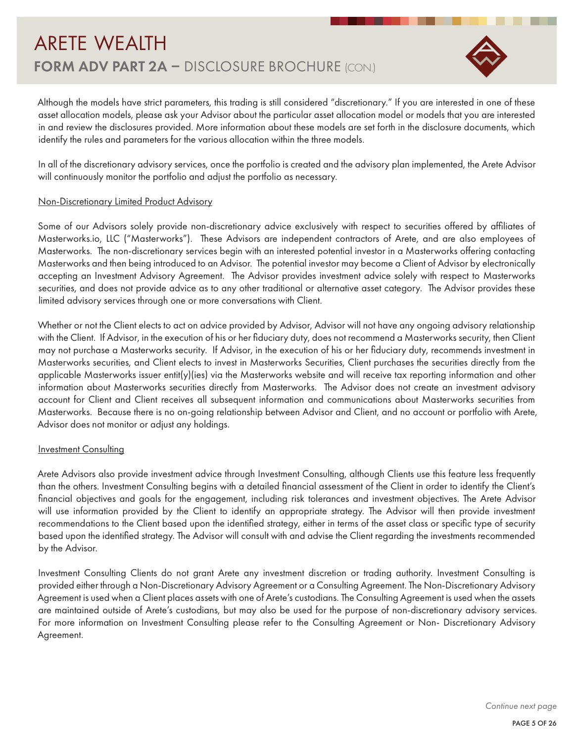Although the models have strict parameters, this trading is still considered "discretionary." If you are interested in one of these asset allocation models, please ask your Advisor about the particular asset allocation model or models that you are interested in and review the disclosures provided. More information about these models are set forth in the disclosure documents, which identify the rules and parameters for the various allocation within the three models.

In all of the discretionary advisory services, once the portfolio is created and the advisory plan implemented, the Arete Advisor will continuously monitor the portfolio and adjust the portfolio as necessary.

<u>Non-Discretionary Limited Product Advisory</u>

Some of our Advisors solely provide non-discretionary advice exclusively with respect to securities offered by affiliates of Masterworks.io, LLC ("Masterworks"). These Advisors are independent contractors of Arete, and are also employees of Masterworks. The non-discretionary services begin with an interested potential investor in a Masterworks offering contacting Masterworks and then being introduced to an Advisor. The potential investor may become a Client of Advisor by electronically accepting an Investment Advisory Agreement. The Advisor provides investment advice solely with respect to Masterworks securities, and does not provide advice as to any other traditional or alternative asset category. The Advisor provides these limited advisory services through one or more conversations with Client.

Whether or not the Client elects to act on advice provided by Advisor, Advisor will not have any ongoing advisory relationship with the Client. If Advisor, in the execution of his or her fiduciary duty, does not recommend a Masterworks security, then Client may not purchase a Masterworks security. If Advisor, in the execution of his or her fiduciary duty, recommends investment in Masterworks securities, and Client elects to invest in Masterworks Securities, Client purchases the securities directly from the applicable Masterworks issuer entit(y)(ies) via the Masterworks website and will receive tax reporting information and other information about Masterworks securities directly from Masterworks. The Advisor does not create an investment advisory account for Client and Client receives all subsequent information and communications about Masterworks securities from Masterworks. Because there is no on-going relationship between Advisor and Client, and no account or portfolio with Arete, Advisor does not monitor or adjust any holdings.

<u>Investment Consulting</u>

Arete Advisors also provide investment advice through Investment Consulting, although Clients use this feature less frequently than the others. Investment Consulting begins with a detailed financial assessment of the Client in order to identify the Client's financial objectives and goals for the engagement, including risk tolerances and investment objectives. The Arete Advisor will use information provided by the Client to identify an appropriate strategy. The Advisor will then provide investment recommendations to the Client based upon the identified strategy, either in terms of the asset class or specific type of security based upon the identified strategy. The Advisor will consult with and advise the Client regarding the investments recommended by the Advisor.

Investment Consulting Clients do not grant Arete any investment discretion or trading authority. Investment Consulting is provided either through a Non-Discretionary Advisory Agreement or a Consulting Agreement. The Non-Discretionary Advisory Agreement is used when a Client places assets with one of Arete's custodians. The Consulting Agreement is used when the assets are maintained outside of Arete's custodians, but may also be used for the purpose of non-discretionary advisory services. For more information on Investment Consulting please refer to the Consulting Agreement or Non- Discretionary Advisory Agreement.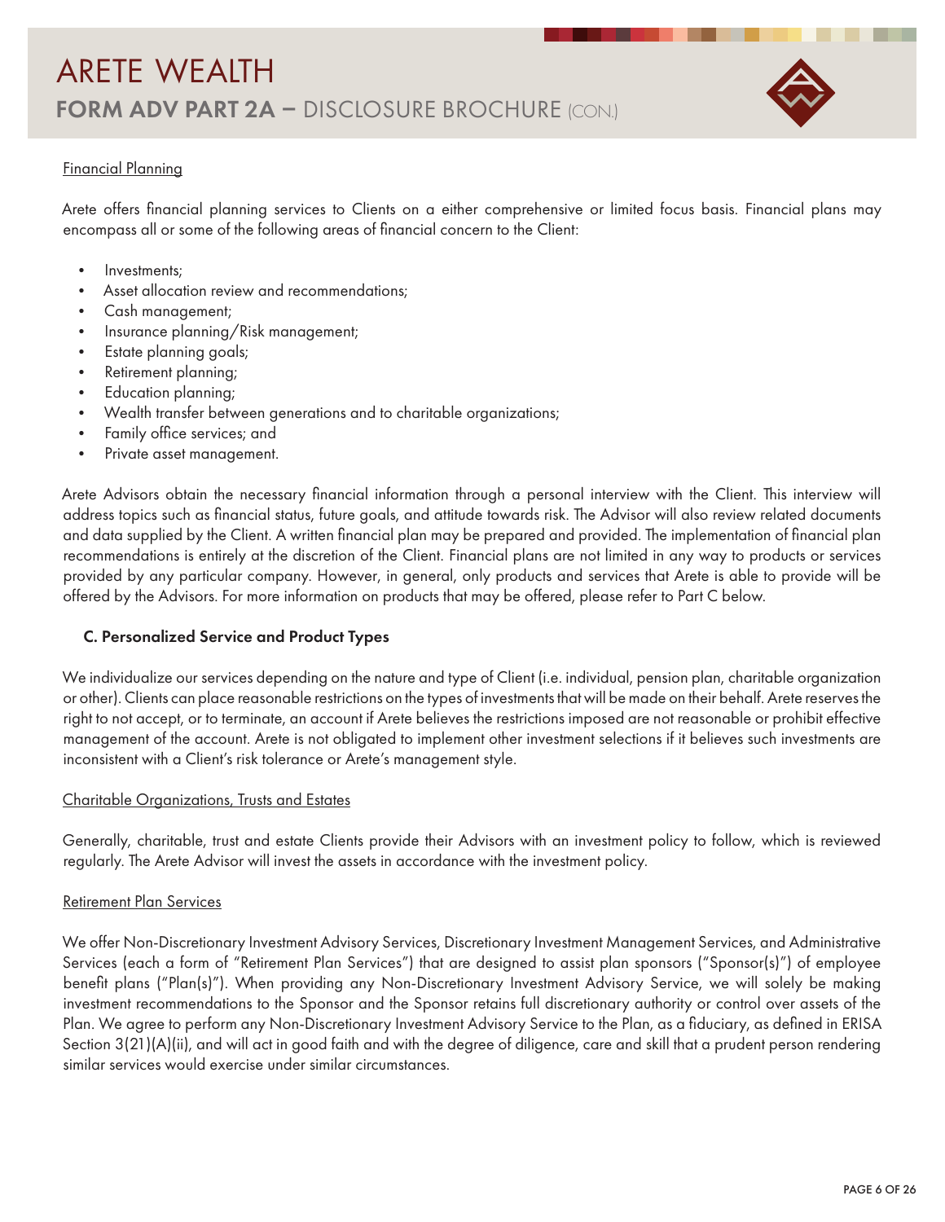Financial Planning

Arete offers financial planning services to Clients on a either comprehensive or limited focus basis. Financial plans may encompass all or some of the following areas of financial concern to the Client:

- Investments;
- Asset allocation review and recommendations;
- Cash management;
- Insurance planning/Risk management;
- Estate planning goals;
- Retirement planning;
- Education planning;
- Wealth transfer between generations and to charitable organizations;
- Family office services; and
- Private asset management.

Arete Advisors obtain the necessary financial information through a personal interview with the Client. This interview will address topics such as financial status, future goals, and attitude towards risk. The Advisor will also review related documents and data supplied by the Client. A written financial plan may be prepared and provided. The implementation of financial plan recommendations is entirely at the discretion of the Client. Financial plans are not limited in any way to products or services provided by any particular company. However, in general, only products and services that Arete is able to provide will be offered by the Advisors. For more information on products that may be offered, please refer to Part C below.

### C. Personalized Service and Product Types

We individualize our services depending on the nature and type of Client (i.e. individual, pension plan, charitable organization or other). Clients can place reasonable restrictions on the types of investments that will be made on their behalf. Arete reserves the right to not accept, or to terminate, an account if Arete believes the restrictions imposed are not reasonable or prohibit effective management of the account. Arete is not obligated to implement other investment selections if it believes such investments are inconsistent with a Client's risk tolerance or Arete's management style.

Charitable Organizations, Trusts and Estates

Generally, charitable, trust and estate Clients provide their Advisors with an investment policy to follow, which is reviewed regularly. The Arete Advisor will invest the assets in accordance with the investment policy.

Retirement Plan Services

We offer Non-Discretionary Investment Advisory Services, Discretionary Investment Management Services, and Administrative Services (each a form of "Retirement Plan Services") that are designed to assist plan sponsors ("Sponsor(s)") of employee benefit plans ("Plan(s)"). When providing any Non-Discretionary Investment Advisory Service, we will solely be making investment recommendations to the Sponsor and the Sponsor retains full discretionary authority or control over assets of the Plan. We agree to perform any Non-Discretionary Investment Advisory Service to the Plan, as a fiduciary, as defined in ERISA Section 3(21)(A)(ii), and will act in good faith and with the degree of diligence, care and skill that a prudent person rendering similar services would exercise under similar circumstances.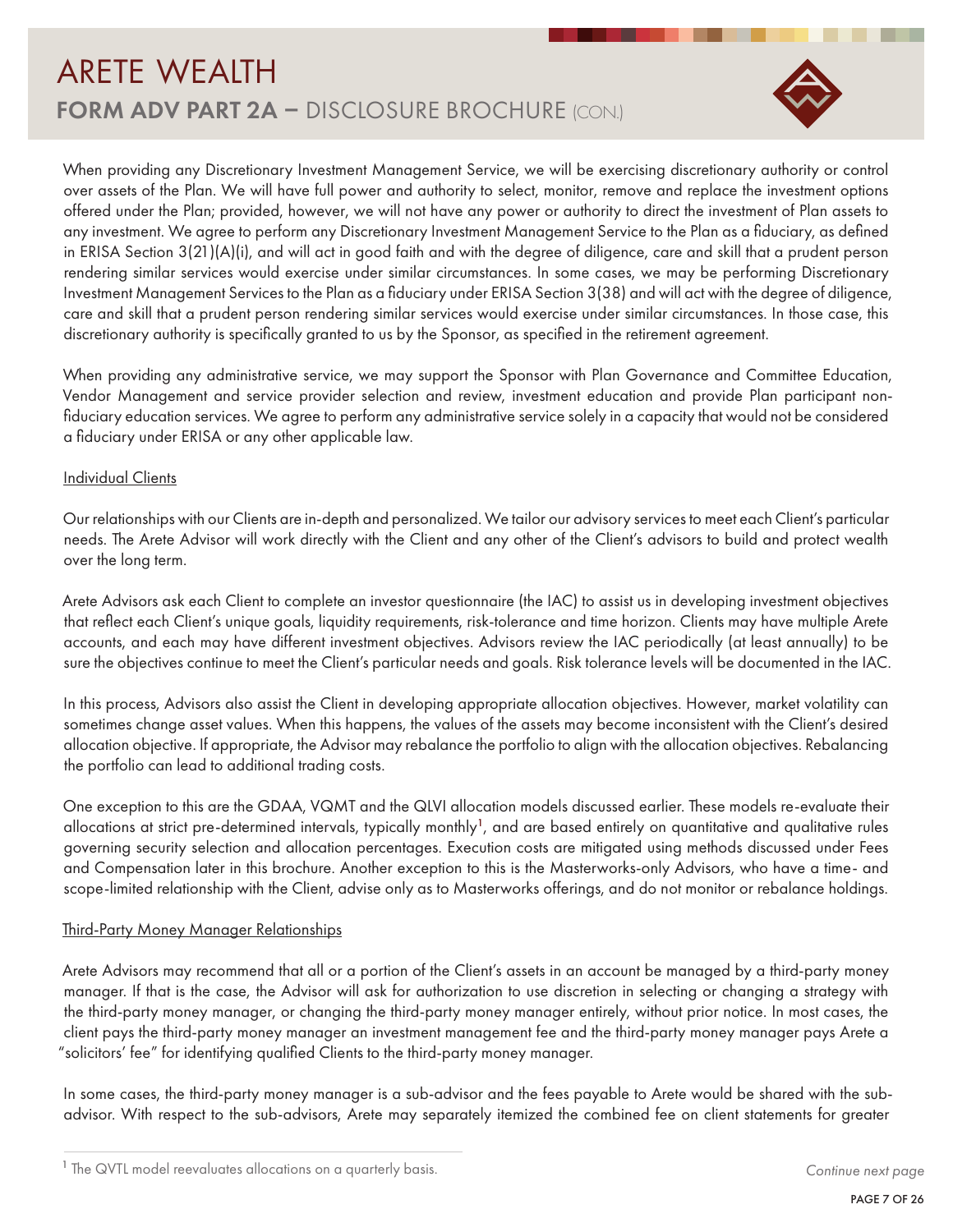When providing any Discretionary Investment Management Service, we will be exercising discretionary authority or control over assets of the Plan. We will have full power and authority to select, monitor, remove and replace the investment options offered under the Plan; provided, however, we will not have any power or authority to direct the investment of Plan assets to any investment. We agree to perform any Discretionary Investment Management Service to the Plan as a fiduciary, as defined in ERISA Section 3(21)(A)(i), and will act in good faith and with the degree of diligence, care and skill that a prudent person rendering similar services would exercise under similar circumstances. In some cases, we may be performing Discretionary Investment Management Services to the Plan as a fiduciary under ERISA Section 3(38) and will act with the degree of diligence, care and skill that a prudent person rendering similar services would exercise under similar circumstances. In those case, this discretionary authority is specifically granted to us by the Sponsor, as specified in the retirement agreement.

When providing any administrative service, we may support the Sponsor with Plan Governance and Committee Education, Vendor Management and service provider selection and review, investment education and provide Plan participant non-fiduciary education services. We agree to perform any administrative service solely in a capacity that would not be considered a fiduciary under ERISA or any other applicable law.

Individual Clients

Our relationships with our Clients are in-depth and personalized. We tailor our advisory services to meet each Client's particular needs. The Arete Advisor will work directly with the Client and any other of the Client's advisors to build and protect wealth over the long term.

Arete Advisors ask each Client to complete an investor questionnaire (the IAC) to assist us in developing investment objectives that reflect each Client's unique goals, liquidity requirements, risk-tolerance and time horizon. Clients may have multiple Arete accounts, and each may have different investment objectives. Advisors review the IAC periodically (at least annually) to be sure the objectives continue to meet the Client's particular needs and goals. Risk tolerance levels will be documented in the IAC.

In this process, Advisors also assist the Client in developing appropriate allocation objectives. However, market volatility can sometimes change asset values. When this happens, the values of the assets may become inconsistent with the Client's desired allocation objective. If appropriate, the Advisor may rebalance the portfolio to align with the allocation objectives. Rebalancing the portfolio can lead to additional trading costs.

One exception to this are the GDAA, VQMT and the QLVI allocation models discussed earlier. These models re-evaluate their allocations at strict pre-determined intervals, typically monthly[1], and are based entirely on quantitative and qualitative rules governing security selection and allocation percentages. Execution costs are mitigated using methods discussed under Fees and Compensation later in this brochure. Another exception to this is the Masterworks-only Advisors, who have a time- and scope-limited relationship with the Client, advise only as to Masterworks offerings, and do not monitor or rebalance holdings.

Third-Party Money Manager Relationships

Arete Advisors may recommend that all or a portion of the Client's assets in an account be managed by a third-party money manager. If that is the case, the Advisor will ask for authorization to use discretion in selecting or changing a strategy with the third-party money manager, or changing the third-party money manager entirely, without prior notice. In most cases, the client pays the third-party money manager an investment management fee and the third-party money manager pays Arete a "solicitors' fee" for identifying qualified Clients to the third-party money manager.

In some cases, the third-party money manager is a sub-advisor and the fees payable to Arete would be shared with the sub-advisor. With respect to the sub-advisors, Arete may separately itemized the combined fee on client statements for greater

[1] The QVTL model reevaluates allocations on a quarterly basis.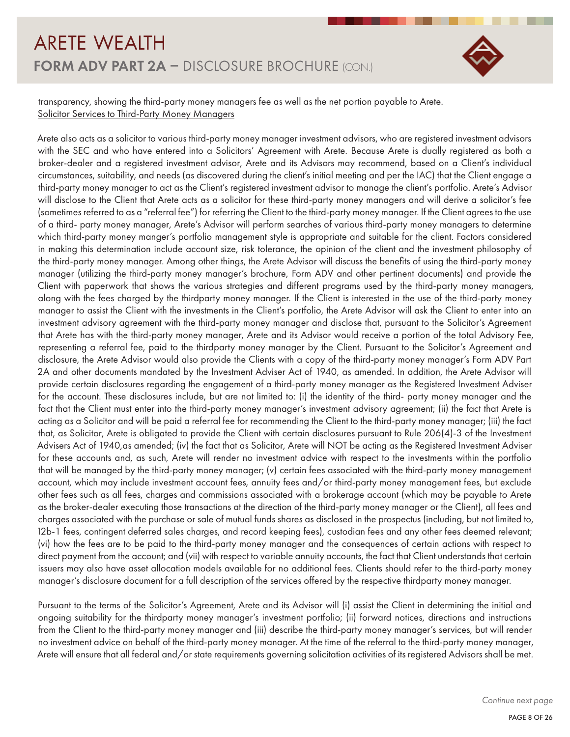transparency, showing the third-party money managers fee as well as the net portion payable to Arete.

Solicitor Services to Third-Party Money Managers

Arete also acts as a solicitor to various third-party money manager investment advisors, who are registered investment advisors with the SEC and who have entered into a Solicitors' Agreement with Arete. Because Arete is dually registered as both a broker-dealer and a registered investment advisor, Arete and its Advisors may recommend, based on a Client's individual circumstances, suitability, and needs (as discovered during the client's initial meeting and per the IAC) that the Client engage a third-party money manager to act as the Client's registered investment advisor to manage the client's portfolio. Arete's Advisor will disclose to the Client that Arete acts as a solicitor for these third-party money managers and will derive a solicitor's fee (sometimes referred to as a "referral fee") for referring the Client to the third-party money manager. If the Client agrees to the use of a third- party money manager, Arete's Advisor will perform searches of various third-party money managers to determine which third-party money manger's portfolio management style is appropriate and suitable for the client. Factors considered in making this determination include account size, risk tolerance, the opinion of the client and the investment philosophy of the third-party money manager. Among other things, the Arete Advisor will discuss the benefits of using the third-party money manager (utilizing the third-party money manager's brochure, Form ADV and other pertinent documents) and provide the Client with paperwork that shows the various strategies and different programs used by the third-party money managers, along with the fees charged by the thirdparty money manager. If the Client is interested in the use of the third-party money manager to assist the Client with the investments in the Client's portfolio, the Arete Advisor will ask the Client to enter into an investment advisory agreement with the third-party money manager and disclose that, pursuant to the Solicitor's Agreement that Arete has with the third-party money manager, Arete and its Advisor would receive a portion of the total Advisory Fee, representing a referral fee, paid to the thirdparty money manager by the Client. Pursuant to the Solicitor's Agreement and disclosure, the Arete Advisor would also provide the Clients with a copy of the third-party money manager's Form ADV Part 2A and other documents mandated by the Investment Adviser Act of 1940, as amended. In addition, the Arete Advisor will provide certain disclosures regarding the engagement of a third-party money manager as the Registered Investment Adviser for the account. These disclosures include, but are not limited to: (i) the identity of the third- party money manager and the fact that the Client must enter into the third-party money manager's investment advisory agreement; (ii) the fact that Arete is acting as a Solicitor and will be paid a referral fee for recommending the Client to the third-party money manager; (iii) the fact that, as Solicitor, Arete is obligated to provide the Client with certain disclosures pursuant to Rule 206(4)-3 of the Investment Advisers Act of 1940,as amended; (iv) the fact that as Solicitor, Arete will NOT be acting as the Registered Investment Adviser for these accounts and, as such, Arete will render no investment advice with respect to the investments within the portfolio that will be managed by the third-party money manager; (v) certain fees associated with the third-party money management account, which may include investment account fees, annuity fees and/or third-party money management fees, but exclude other fees such as all fees, charges and commissions associated with a brokerage account (which may be payable to Arete as the broker-dealer executing those transactions at the direction of the third-party money manager or the Client), all fees and charges associated with the purchase or sale of mutual funds shares as disclosed in the prospectus (including, but not limited to, 12b-1 fees, contingent deferred sales charges, and record keeping fees), custodian fees and any other fees deemed relevant; (vi) how the fees are to be paid to the third-party money manager and the consequences of certain actions with respect to direct payment from the account; and (vii) with respect to variable annuity accounts, the fact that Client understands that certain issuers may also have asset allocation models available for no additional fees. Clients should refer to the third-party money manager's disclosure document for a full description of the services offered by the respective thirdparty money manager.

Pursuant to the terms of the Solicitor's Agreement, Arete and its Advisor will (i) assist the Client in determining the initial and ongoing suitability for the thirdparty money manager's investment portfolio; (ii) forward notices, directions and instructions from the Client to the third-party money manager and (iii) describe the third-party money manager's services, but will render no investment advice on behalf of the third-party money manager. At the time of the referral to the third-party money manager, Arete will ensure that all federal and/or state requirements governing solicitation activities of its registered Advisors shall be met.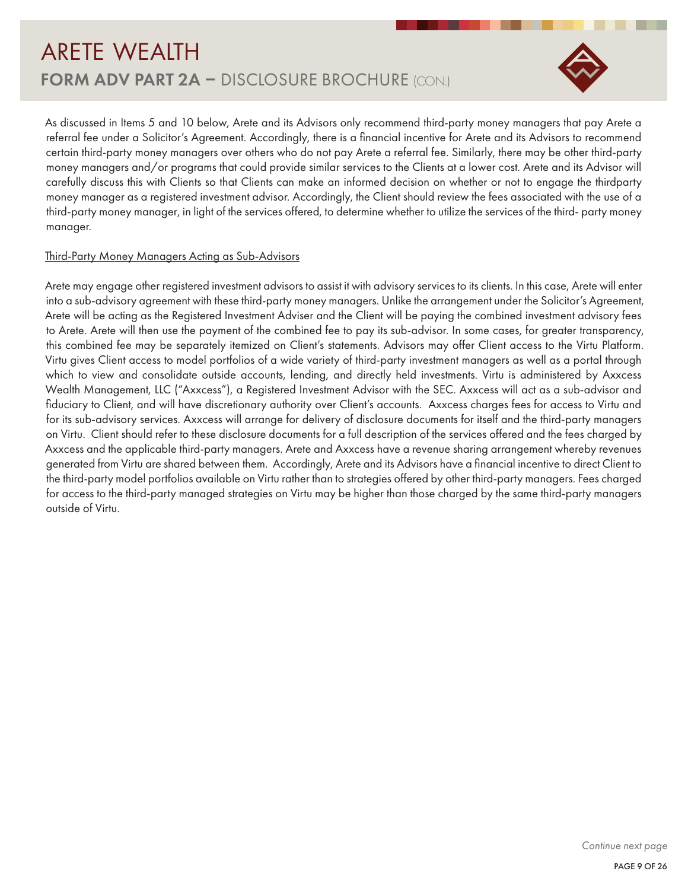As discussed in Items 5 and 10 below, Arete and its Advisors only recommend third-party money managers that pay Arete a referral fee under a Solicitor's Agreement. Accordingly, there is a financial incentive for Arete and its Advisors to recommend certain third-party money managers over others who do not pay Arete a referral fee. Similarly, there may be other third-party money managers and/or programs that could provide similar services to the Clients at a lower cost. Arete and its Advisor will carefully discuss this with Clients so that Clients can make an informed decision on whether or not to engage the thirdparty money manager as a registered investment advisor. Accordingly, the Client should review the fees associated with the use of a third-party money manager, in light of the services offered, to determine whether to utilize the services of the third- party money manager.

Third-Party Money Managers Acting as Sub-Advisors

Arete may engage other registered investment advisors to assist it with advisory services to its clients. In this case, Arete will enter into a sub-advisory agreement with these third-party money managers. Unlike the arrangement under the Solicitor's Agreement, Arete will be acting as the Registered Investment Adviser and the Client will be paying the combined investment advisory fees to Arete. Arete will then use the payment of the combined fee to pay its sub-advisor. In some cases, for greater transparency, this combined fee may be separately itemized on Client's statements. Advisors may offer Client access to the Virtu Platform. Virtu gives Client access to model portfolios of a wide variety of third-party investment managers as well as a portal through which to view and consolidate outside accounts, lending, and directly held investments. Virtu is administered by Axxcess Wealth Management, LLC ("Axxcess"), a Registered Investment Advisor with the SEC. Axxcess will act as a sub-advisor and fiduciary to Client, and will have discretionary authority over Client's accounts. Axxcess charges fees for access to Virtu and for its sub-advisory services. Axxcess will arrange for delivery of disclosure documents for itself and the third-party managers on Virtu. Client should refer to these disclosure documents for a full description of the services offered and the fees charged by Axxcess and the applicable third-party managers. Arete and Axxcess have a revenue sharing arrangement whereby revenues generated from Virtu are shared between them. Accordingly, Arete and its Advisors have a financial incentive to direct Client to the third-party model portfolios available on Virtu rather than to strategies offered by other third-party managers. Fees charged for access to the third-party managed strategies on Virtu may be higher than those charged by the same third-party managers outside of Virtu.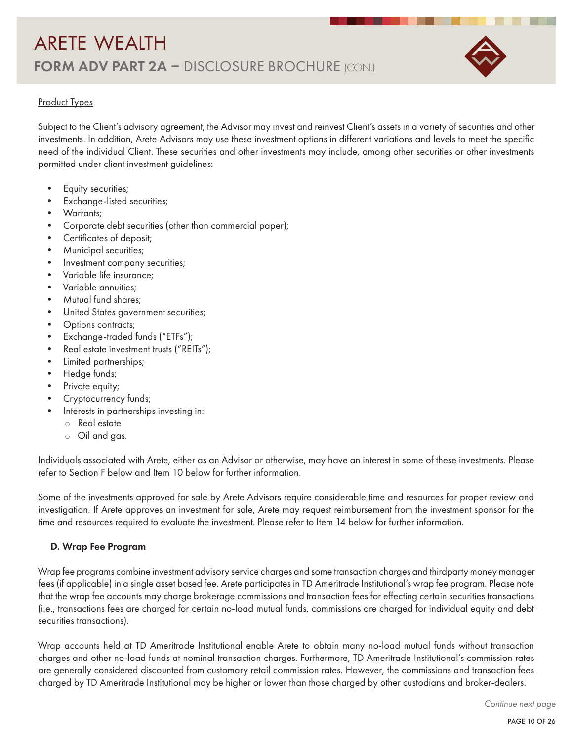Product Types

Subject to the Client's advisory agreement, the Advisor may invest and reinvest Client's assets in a variety of securities and other investments. In addition, Arete Advisors may use these investment options in different variations and levels to meet the specific need of the individual Client. These securities and other investments may include, among other securities or other investments permitted under client investment guidelines:

- Equity securities;
- Exchange-listed securities;
- Warrants;
- Corporate debt securities (other than commercial paper);
- Certificates of deposit;
- Municipal securities;
- Investment company securities;
- Variable life insurance;
- Variable annuities;
- Mutual fund shares;
- United States government securities;
- Options contracts;
- Exchange-traded funds ("ETFs");
- Real estate investment trusts ("REITs");
- Limited partnerships;
- Hedge funds;
- Private equity;
- Cryptocurrency funds;
- Interests in partnerships investing in:
    - Real estate
    - Oil and gas.

Individuals associated with Arete, either as an Advisor or otherwise, may have an interest in some of these investments. Please refer to Section F below and Item 10 below for further information.

Some of the investments approved for sale by Arete Advisors require considerable time and resources for proper review and investigation. If Arete approves an investment for sale, Arete may request reimbursement from the investment sponsor for the time and resources required to evaluate the investment. Please refer to Item 14 below for further information.

### D. Wrap Fee Program

Wrap fee programs combine investment advisory service charges and some transaction charges and thirdparty money manager fees (if applicable) in a single asset based fee. Arete participates in TD Ameritrade Institutional's wrap fee program. Please note that the wrap fee accounts may charge brokerage commissions and transaction fees for effecting certain securities transactions (i.e., transactions fees are charged for certain no-load mutual funds, commissions are charged for individual equity and debt securities transactions).

Wrap accounts held at TD Ameritrade Institutional enable Arete to obtain many no-load mutual funds without transaction charges and other no-load funds at nominal transaction charges. Furthermore, TD Ameritrade Institutional's commission rates are generally considered discounted from customary retail commission rates. However, the commissions and transaction fees charged by TD Ameritrade Institutional may be higher or lower than those charged by other custodians and broker-dealers.

*Continue next page*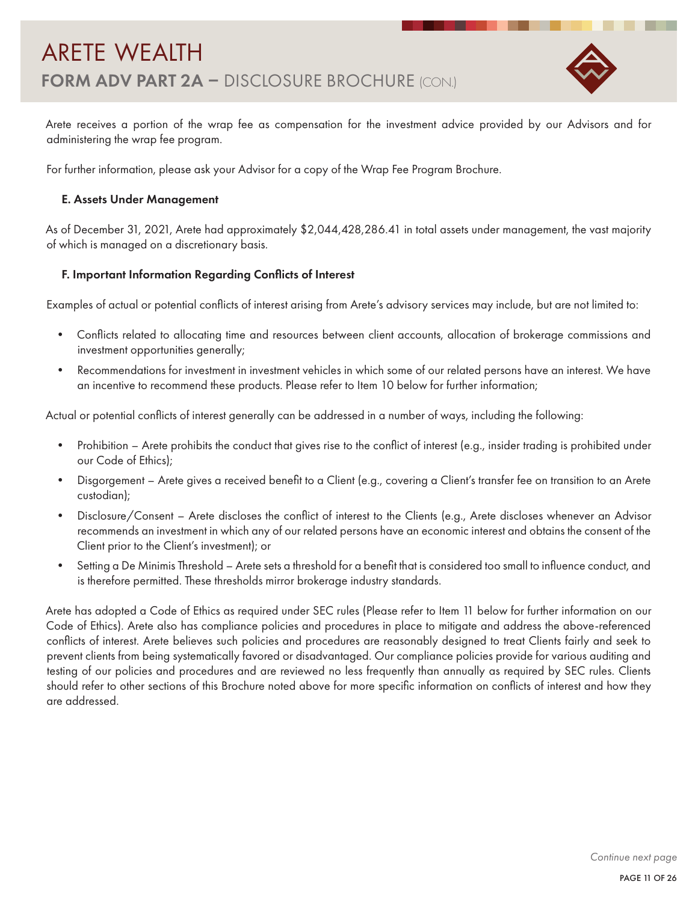Arete receives a portion of the wrap fee as compensation for the investment advice provided by our Advisors and for administering the wrap fee program.

For further information, please ask your Advisor for a copy of the Wrap Fee Program Brochure.

### E. Assets Under Management

As of December 31, 2021, Arete had approximately $2,044,428,286.41 in total assets under management, the vast majority of which is managed on a discretionary basis.

### F. Important Information Regarding Conflicts of Interest

Examples of actual or potential conflicts of interest arising from Arete's advisory services may include, but are not limited to:

- Conflicts related to allocating time and resources between client accounts, allocation of brokerage commissions and investment opportunities generally;
- Recommendations for investment in investment vehicles in which some of our related persons have an interest. We have an incentive to recommend these products. Please refer to Item 10 below for further information;

Actual or potential conflicts of interest generally can be addressed in a number of ways, including the following:

- Prohibition – Arete prohibits the conduct that gives rise to the conflict of interest (e.g., insider trading is prohibited under our Code of Ethics);
- Disgorgement – Arete gives a received benefit to a Client (e.g., covering a Client's transfer fee on transition to an Arete custodian);
- Disclosure/Consent – Arete discloses the conflict of interest to the Clients (e.g., Arete discloses whenever an Advisor recommends an investment in which any of our related persons have an economic interest and obtains the consent of the Client prior to the Client's investment); or
- Setting a De Minimis Threshold – Arete sets a threshold for a benefit that is considered too small to influence conduct, and is therefore permitted. These thresholds mirror brokerage industry standards.

Arete has adopted a Code of Ethics as required under SEC rules (Please refer to Item 11 below for further information on our Code of Ethics). Arete also has compliance policies and procedures in place to mitigate and address the above-referenced conflicts of interest. Arete believes such policies and procedures are reasonably designed to treat Clients fairly and seek to prevent clients from being systematically favored or disadvantaged. Our compliance policies provide for various auditing and testing of our policies and procedures and are reviewed no less frequently than annually as required by SEC rules. Clients should refer to other sections of this Brochure noted above for more specific information on conflicts of interest and how they are addressed.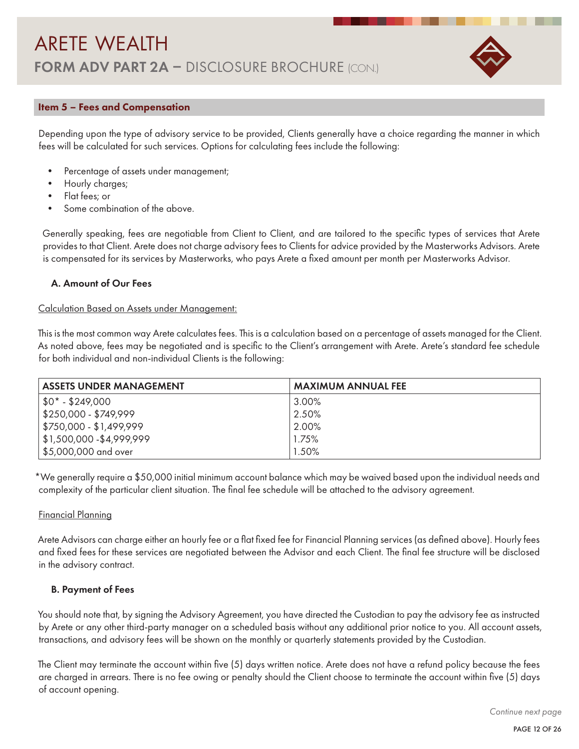## Item 5 – Fees and Compensation

Depending upon the type of advisory service to be provided, Clients generally have a choice regarding the manner in which fees will be calculated for such services. Options for calculating fees include the following:

- Percentage of assets under management;
- Hourly charges;
- Flat fees; or
- Some combination of the above.

Generally speaking, fees are negotiable from Client to Client, and are tailored to the specific types of services that Arete provides to that Client. Arete does not charge advisory fees to Clients for advice provided by the Masterworks Advisors. Arete is compensated for its services by Masterworks, who pays Arete a fixed amount per month per Masterworks Advisor.

### A. Amount of Our Fees

Calculation Based on Assets under Management:

This is the most common way Arete calculates fees. This is a calculation based on a percentage of assets managed for the Client. As noted above, fees may be negotiated and is specific to the Client's arrangement with Arete. Arete's standard fee schedule for both individual and non-individual Clients is the following:

| ASSETS UNDER MANAGEMENT | MAXIMUM ANNUAL FEE |
|---|---|
| $0* - $249,000 | 3.00% |
| $250,000 - $749,999 | 2.50% |
| $750,000 - $1,499,999 | 2.00% |
| $1,500,000 -$4,999,999 | 1.75% |
| $5,000,000 and over | 1.50% |

*We generally require a $50,000 initial minimum account balance which may be waived based upon the individual needs and complexity of the particular client situation. The final fee schedule will be attached to the advisory agreement.

Financial Planning

Arete Advisors can charge either an hourly fee or a flat fixed fee for Financial Planning services (as defined above). Hourly fees and fixed fees for these services are negotiated between the Advisor and each Client. The final fee structure will be disclosed in the advisory contract.

### B. Payment of Fees

You should note that, by signing the Advisory Agreement, you have directed the Custodian to pay the advisory fee as instructed by Arete or any other third-party manager on a scheduled basis without any additional prior notice to you. All account assets, transactions, and advisory fees will be shown on the monthly or quarterly statements provided by the Custodian.

The Client may terminate the account within five (5) days written notice. Arete does not have a refund policy because the fees are charged in arrears. There is no fee owing or penalty should the Client choose to terminate the account within five (5) days of account opening.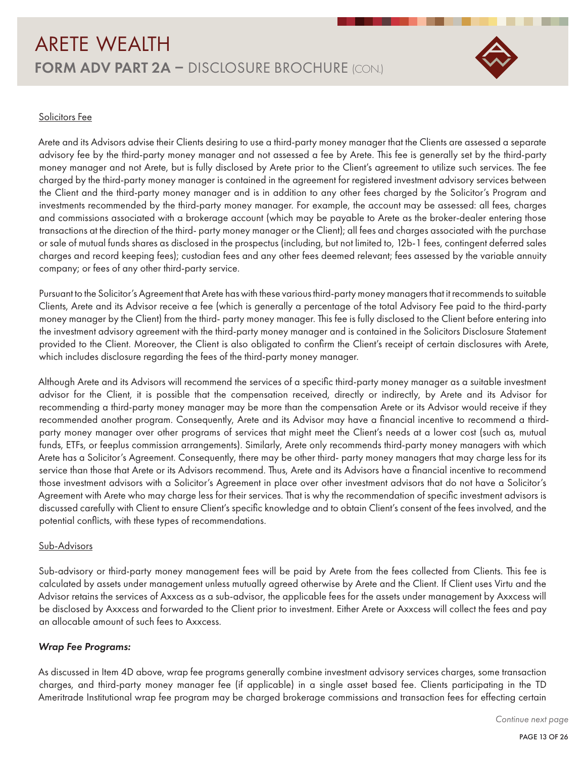Solicitors Fee

Arete and its Advisors advise their Clients desiring to use a third-party money manager that the Clients are assessed a separate advisory fee by the third-party money manager and not assessed a fee by Arete. This fee is generally set by the third-party money manager and not Arete, but is fully disclosed by Arete prior to the Client's agreement to utilize such services. The fee charged by the third-party money manager is contained in the agreement for registered investment advisory services between the Client and the third-party money manager and is in addition to any other fees charged by the Solicitor's Program and investments recommended by the third-party money manager. For example, the account may be assessed: all fees, charges and commissions associated with a brokerage account (which may be payable to Arete as the broker-dealer entering those transactions at the direction of the third- party money manager or the Client); all fees and charges associated with the purchase or sale of mutual funds shares as disclosed in the prospectus (including, but not limited to, 12b-1 fees, contingent deferred sales charges and record keeping fees); custodian fees and any other fees deemed relevant; fees assessed by the variable annuity company; or fees of any other third-party service.

Pursuant to the Solicitor's Agreement that Arete has with these various third-party money managers that it recommends to suitable Clients, Arete and its Advisor receive a fee (which is generally a percentage of the total Advisory Fee paid to the third-party money manager by the Client) from the third- party money manager. This fee is fully disclosed to the Client before entering into the investment advisory agreement with the third-party money manager and is contained in the Solicitors Disclosure Statement provided to the Client. Moreover, the Client is also obligated to confirm the Client's receipt of certain disclosures with Arete, which includes disclosure regarding the fees of the third-party money manager.

Although Arete and its Advisors will recommend the services of a specific third-party money manager as a suitable investment advisor for the Client, it is possible that the compensation received, directly or indirectly, by Arete and its Advisor for recommending a third-party money manager may be more than the compensation Arete or its Advisor would receive if they recommended another program. Consequently, Arete and its Advisor may have a financial incentive to recommend a third-party money manager over other programs of services that might meet the Client's needs at a lower cost (such as, mutual funds, ETFs, or feeplus commission arrangements). Similarly, Arete only recommends third-party money managers with which Arete has a Solicitor's Agreement. Consequently, there may be other third- party money managers that may charge less for its service than those that Arete or its Advisors recommend. Thus, Arete and its Advisors have a financial incentive to recommend those investment advisors with a Solicitor's Agreement in place over other investment advisors that do not have a Solicitor's Agreement with Arete who may charge less for their services. That is why the recommendation of specific investment advisors is discussed carefully with Client to ensure Client's specific knowledge and to obtain Client's consent of the fees involved, and the potential conflicts, with these types of recommendations.

Sub-Advisors

Sub-advisory or third-party money management fees will be paid by Arete from the fees collected from Clients. This fee is calculated by assets under management unless mutually agreed otherwise by Arete and the Client. If Client uses Virtu and the Advisor retains the services of Axxcess as a sub-advisor, the applicable fees for the assets under management by Axxcess will be disclosed by Axxcess and forwarded to the Client prior to investment. Either Arete or Axxcess will collect the fees and pay an allocable amount of such fees to Axxcess.

***Wrap Fee Programs:***

As discussed in Item 4D above, wrap fee programs generally combine investment advisory services charges, some transaction charges, and third-party money manager fee (if applicable) in a single asset based fee. Clients participating in the TD Ameritrade Institutional wrap fee program may be charged brokerage commissions and transaction fees for effecting certain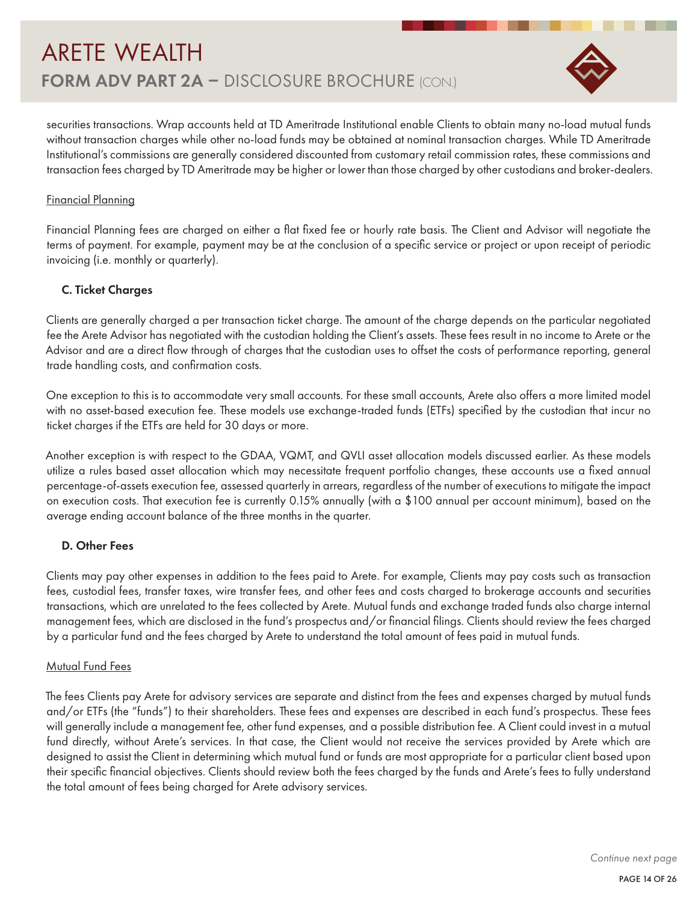securities transactions. Wrap accounts held at TD Ameritrade Institutional enable Clients to obtain many no-load mutual funds without transaction charges while other no-load funds may be obtained at nominal transaction charges. While TD Ameritrade Institutional's commissions are generally considered discounted from customary retail commission rates, these commissions and transaction fees charged by TD Ameritrade may be higher or lower than those charged by other custodians and broker-dealers.

Financial Planning

Financial Planning fees are charged on either a flat fixed fee or hourly rate basis. The Client and Advisor will negotiate the terms of payment. For example, payment may be at the conclusion of a specific service or project or upon receipt of periodic invoicing (i.e. monthly or quarterly).

### C. Ticket Charges

Clients are generally charged a per transaction ticket charge. The amount of the charge depends on the particular negotiated fee the Arete Advisor has negotiated with the custodian holding the Client's assets. These fees result in no income to Arete or the Advisor and are a direct flow through of charges that the custodian uses to offset the costs of performance reporting, general trade handling costs, and confirmation costs.

One exception to this is to accommodate very small accounts. For these small accounts, Arete also offers a more limited model with no asset-based execution fee. These models use exchange-traded funds (ETFs) specified by the custodian that incur no ticket charges if the ETFs are held for 30 days or more.

Another exception is with respect to the GDAA, VQMT, and QVLI asset allocation models discussed earlier. As these models utilize a rules based asset allocation which may necessitate frequent portfolio changes, these accounts use a fixed annual percentage-of-assets execution fee, assessed quarterly in arrears, regardless of the number of executions to mitigate the impact on execution costs. That execution fee is currently 0.15% annually (with a $100 annual per account minimum), based on the average ending account balance of the three months in the quarter.

### D. Other Fees

Clients may pay other expenses in addition to the fees paid to Arete. For example, Clients may pay costs such as transaction fees, custodial fees, transfer taxes, wire transfer fees, and other fees and costs charged to brokerage accounts and securities transactions, which are unrelated to the fees collected by Arete. Mutual funds and exchange traded funds also charge internal management fees, which are disclosed in the fund's prospectus and/or financial filings. Clients should review the fees charged by a particular fund and the fees charged by Arete to understand the total amount of fees paid in mutual funds.

Mutual Fund Fees

The fees Clients pay Arete for advisory services are separate and distinct from the fees and expenses charged by mutual funds and/or ETFs (the "funds") to their shareholders. These fees and expenses are described in each fund's prospectus. These fees will generally include a management fee, other fund expenses, and a possible distribution fee. A Client could invest in a mutual fund directly, without Arete's services. In that case, the Client would not receive the services provided by Arete which are designed to assist the Client in determining which mutual fund or funds are most appropriate for a particular client based upon their specific financial objectives. Clients should review both the fees charged by the funds and Arete's fees to fully understand the total amount of fees being charged for Arete advisory services.

*Continue next page*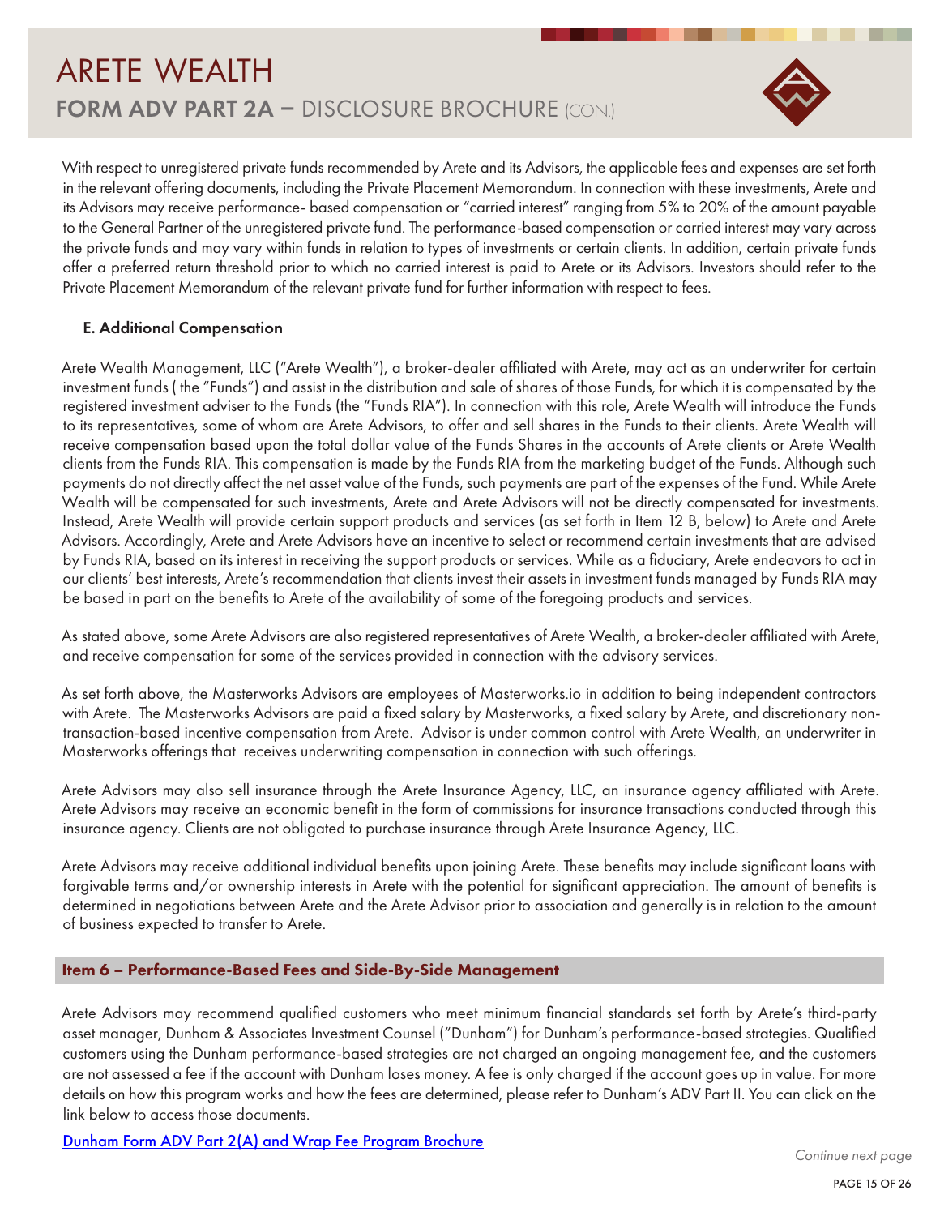With respect to unregistered private funds recommended by Arete and its Advisors, the applicable fees and expenses are set forth in the relevant offering documents, including the Private Placement Memorandum. In connection with these investments, Arete and its Advisors may receive performance- based compensation or "carried interest" ranging from 5% to 20% of the amount payable to the General Partner of the unregistered private fund. The performance-based compensation or carried interest may vary across the private funds and may vary within funds in relation to types of investments or certain clients. In addition, certain private funds offer a preferred return threshold prior to which no carried interest is paid to Arete or its Advisors. Investors should refer to the Private Placement Memorandum of the relevant private fund for further information with respect to fees.

### E. Additional Compensation

Arete Wealth Management, LLC ("Arete Wealth"), a broker-dealer affiliated with Arete, may act as an underwriter for certain investment funds ( the "Funds") and assist in the distribution and sale of shares of those Funds, for which it is compensated by the registered investment adviser to the Funds (the "Funds RIA"). In connection with this role, Arete Wealth will introduce the Funds to its representatives, some of whom are Arete Advisors, to offer and sell shares in the Funds to their clients. Arete Wealth will receive compensation based upon the total dollar value of the Funds Shares in the accounts of Arete clients or Arete Wealth clients from the Funds RIA. This compensation is made by the Funds RIA from the marketing budget of the Funds. Although such payments do not directly affect the net asset value of the Funds, such payments are part of the expenses of the Fund. While Arete Wealth will be compensated for such investments, Arete and Arete Advisors will not be directly compensated for investments. Instead, Arete Wealth will provide certain support products and services (as set forth in Item 12 B, below) to Arete and Arete Advisors. Accordingly, Arete and Arete Advisors have an incentive to select or recommend certain investments that are advised by Funds RIA, based on its interest in receiving the support products or services. While as a fiduciary, Arete endeavors to act in our clients' best interests, Arete's recommendation that clients invest their assets in investment funds managed by Funds RIA may be based in part on the benefits to Arete of the availability of some of the foregoing products and services.

As stated above, some Arete Advisors are also registered representatives of Arete Wealth, a broker-dealer affiliated with Arete, and receive compensation for some of the services provided in connection with the advisory services.

As set forth above, the Masterworks Advisors are employees of Masterworks.io in addition to being independent contractors with Arete. The Masterworks Advisors are paid a fixed salary by Masterworks, a fixed salary by Arete, and discretionary non-transaction-based incentive compensation from Arete. Advisor is under common control with Arete Wealth, an underwriter in Masterworks offerings that receives underwriting compensation in connection with such offerings.

Arete Advisors may also sell insurance through the Arete Insurance Agency, LLC, an insurance agency affiliated with Arete. Arete Advisors may receive an economic benefit in the form of commissions for insurance transactions conducted through this insurance agency. Clients are not obligated to purchase insurance through Arete Insurance Agency, LLC.

Arete Advisors may receive additional individual benefits upon joining Arete. These benefits may include significant loans with forgivable terms and/or ownership interests in Arete with the potential for significant appreciation. The amount of benefits is determined in negotiations between Arete and the Arete Advisor prior to association and generally is in relation to the amount of business expected to transfer to Arete.

## Item 6 – Performance-Based Fees and Side-By-Side Management

Arete Advisors may recommend qualified customers who meet minimum financial standards set forth by Arete's third-party asset manager, Dunham & Associates Investment Counsel ("Dunham") for Dunham's performance-based strategies. Qualified customers using the Dunham performance-based strategies are not charged an ongoing management fee, and the customers are not assessed a fee if the account with Dunham loses money. A fee is only charged if the account goes up in value. For more details on how this program works and how the fees are determined, please refer to Dunham's ADV Part II. You can click on the link below to access those documents.

Dunham Form ADV Part 2(A) and Wrap Fee Program Brochure

*Continue next page*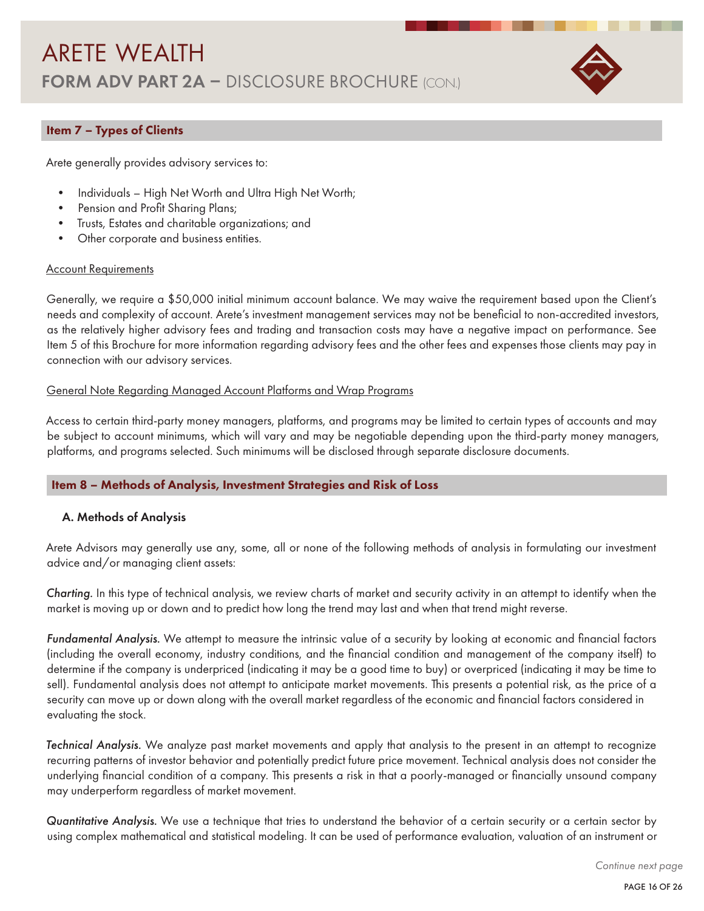## Item 7 – Types of Clients

Arete generally provides advisory services to:

- Individuals – High Net Worth and Ultra High Net Worth;
- Pension and Profit Sharing Plans;
- Trusts, Estates and charitable organizations; and
- Other corporate and business entities.

Account Requirements

Generally, we require a $50,000 initial minimum account balance. We may waive the requirement based upon the Client's needs and complexity of account. Arete's investment management services may not be beneficial to non-accredited investors, as the relatively higher advisory fees and trading and transaction costs may have a negative impact on performance. See Item 5 of this Brochure for more information regarding advisory fees and the other fees and expenses those clients may pay in connection with our advisory services.

General Note Regarding Managed Account Platforms and Wrap Programs

Access to certain third-party money managers, platforms, and programs may be limited to certain types of accounts and may be subject to account minimums, which will vary and may be negotiable depending upon the third-party money managers, platforms, and programs selected. Such minimums will be disclosed through separate disclosure documents.

## Item 8 – Methods of Analysis, Investment Strategies and Risk of Loss

### A. Methods of Analysis

Arete Advisors may generally use any, some, all or none of the following methods of analysis in formulating our investment advice and/or managing client assets:

*Charting.* In this type of technical analysis, we review charts of market and security activity in an attempt to identify when the market is moving up or down and to predict how long the trend may last and when that trend might reverse.

*Fundamental Analysis.* We attempt to measure the intrinsic value of a security by looking at economic and financial factors (including the overall economy, industry conditions, and the financial condition and management of the company itself) to determine if the company is underpriced (indicating it may be a good time to buy) or overpriced (indicating it may be time to sell). Fundamental analysis does not attempt to anticipate market movements. This presents a potential risk, as the price of a security can move up or down along with the overall market regardless of the economic and financial factors considered in evaluating the stock.

*Technical Analysis.* We analyze past market movements and apply that analysis to the present in an attempt to recognize recurring patterns of investor behavior and potentially predict future price movement. Technical analysis does not consider the underlying financial condition of a company. This presents a risk in that a poorly-managed or financially unsound company may underperform regardless of market movement.

*Quantitative Analysis.* We use a technique that tries to understand the behavior of a certain security or a certain sector by using complex mathematical and statistical modeling. It can be used of performance evaluation, valuation of an instrument or

*Continue next page*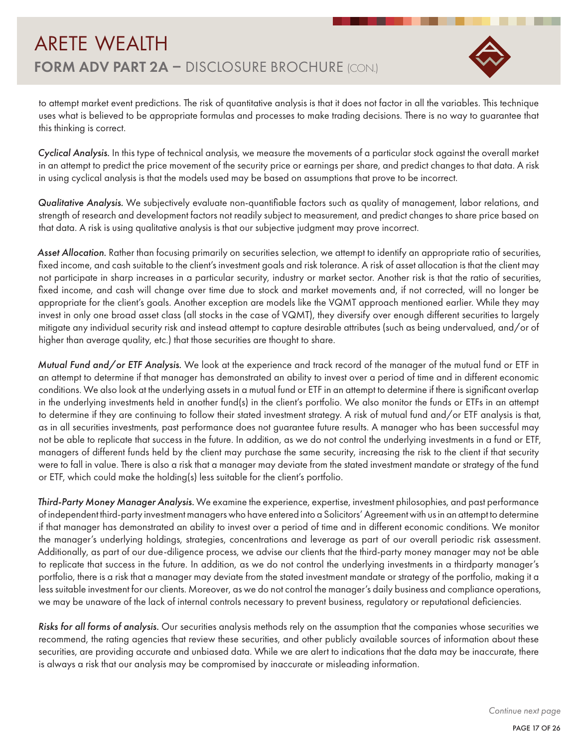to attempt market event predictions. The risk of quantitative analysis is that it does not factor in all the variables. This technique uses what is believed to be appropriate formulas and processes to make trading decisions. There is no way to guarantee that this thinking is correct.

*Cyclical Analysis.* In this type of technical analysis, we measure the movements of a particular stock against the overall market in an attempt to predict the price movement of the security price or earnings per share, and predict changes to that data. A risk in using cyclical analysis is that the models used may be based on assumptions that prove to be incorrect.

*Qualitative Analysis.* We subjectively evaluate non-quantifiable factors such as quality of management, labor relations, and strength of research and development factors not readily subject to measurement, and predict changes to share price based on that data. A risk is using qualitative analysis is that our subjective judgment may prove incorrect.

*Asset Allocation.* Rather than focusing primarily on securities selection, we attempt to identify an appropriate ratio of securities, fixed income, and cash suitable to the client's investment goals and risk tolerance. A risk of asset allocation is that the client may not participate in sharp increases in a particular security, industry or market sector. Another risk is that the ratio of securities, fixed income, and cash will change over time due to stock and market movements and, if not corrected, will no longer be appropriate for the client's goals. Another exception are models like the VQMT approach mentioned earlier. While they may invest in only one broad asset class (all stocks in the case of VQMT), they diversify over enough different securities to largely mitigate any individual security risk and instead attempt to capture desirable attributes (such as being undervalued, and/or of higher than average quality, etc.) that those securities are thought to share.

*Mutual Fund and/or ETF Analysis.* We look at the experience and track record of the manager of the mutual fund or ETF in an attempt to determine if that manager has demonstrated an ability to invest over a period of time and in different economic conditions. We also look at the underlying assets in a mutual fund or ETF in an attempt to determine if there is significant overlap in the underlying investments held in another fund(s) in the client's portfolio. We also monitor the funds or ETFs in an attempt to determine if they are continuing to follow their stated investment strategy. A risk of mutual fund and/or ETF analysis is that, as in all securities investments, past performance does not guarantee future results. A manager who has been successful may not be able to replicate that success in the future. In addition, as we do not control the underlying investments in a fund or ETF, managers of different funds held by the client may purchase the same security, increasing the risk to the client if that security were to fall in value. There is also a risk that a manager may deviate from the stated investment mandate or strategy of the fund or ETF, which could make the holding(s) less suitable for the client's portfolio.

*Third-Party Money Manager Analysis.* We examine the experience, expertise, investment philosophies, and past performance of independent third-party investment managers who have entered into a Solicitors' Agreement with us in an attempt to determine if that manager has demonstrated an ability to invest over a period of time and in different economic conditions. We monitor the manager's underlying holdings, strategies, concentrations and leverage as part of our overall periodic risk assessment. Additionally, as part of our due-diligence process, we advise our clients that the third-party money manager may not be able to replicate that success in the future. In addition, as we do not control the underlying investments in a thirdparty manager's portfolio, there is a risk that a manager may deviate from the stated investment mandate or strategy of the portfolio, making it a less suitable investment for our clients. Moreover, as we do not control the manager's daily business and compliance operations, we may be unaware of the lack of internal controls necessary to prevent business, regulatory or reputational deficiencies.

*Risks for all forms of analysis.* Our securities analysis methods rely on the assumption that the companies whose securities we recommend, the rating agencies that review these securities, and other publicly available sources of information about these securities, are providing accurate and unbiased data. While we are alert to indications that the data may be inaccurate, there is always a risk that our analysis may be compromised by inaccurate or misleading information.

*Continue next page*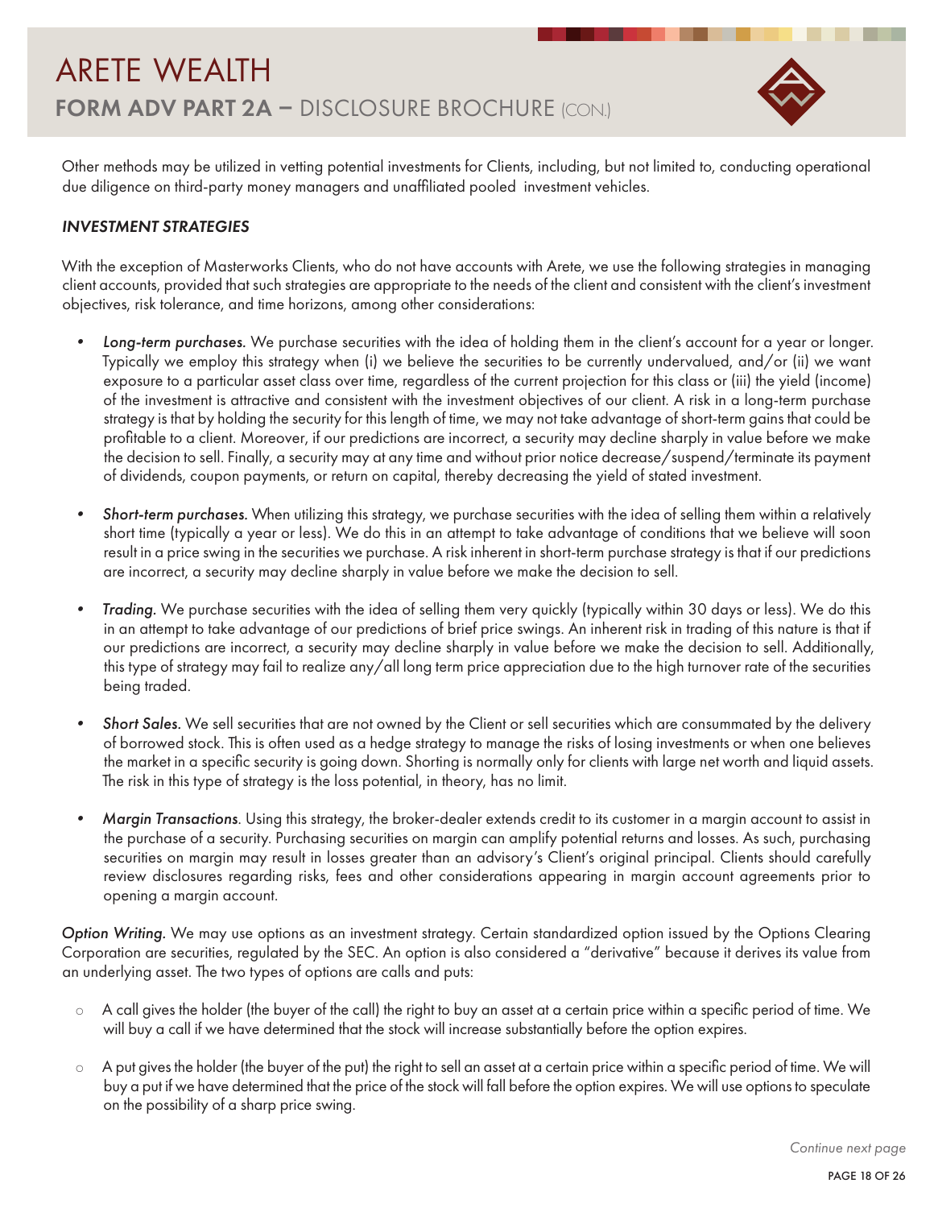Other methods may be utilized in vetting potential investments for Clients, including, but not limited to, conducting operational due diligence on third-party money managers and unaffiliated pooled investment vehicles.

### *INVESTMENT STRATEGIES*

With the exception of Masterworks Clients, who do not have accounts with Arete, we use the following strategies in managing client accounts, provided that such strategies are appropriate to the needs of the client and consistent with the client's investment objectives, risk tolerance, and time horizons, among other considerations:

- *Long-term purchases.* We purchase securities with the idea of holding them in the client's account for a year or longer. Typically we employ this strategy when (i) we believe the securities to be currently undervalued, and/or (ii) we want exposure to a particular asset class over time, regardless of the current projection for this class or (iii) the yield (income) of the investment is attractive and consistent with the investment objectives of our client. A risk in a long-term purchase strategy is that by holding the security for this length of time, we may not take advantage of short-term gains that could be profitable to a client. Moreover, if our predictions are incorrect, a security may decline sharply in value before we make the decision to sell. Finally, a security may at any time and without prior notice decrease/suspend/terminate its payment of dividends, coupon payments, or return on capital, thereby decreasing the yield of stated investment.

- *Short-term purchases.* When utilizing this strategy, we purchase securities with the idea of selling them within a relatively short time (typically a year or less). We do this in an attempt to take advantage of conditions that we believe will soon result in a price swing in the securities we purchase. A risk inherent in short-term purchase strategy is that if our predictions are incorrect, a security may decline sharply in value before we make the decision to sell.

- *Trading.* We purchase securities with the idea of selling them very quickly (typically within 30 days or less). We do this in an attempt to take advantage of our predictions of brief price swings. An inherent risk in trading of this nature is that if our predictions are incorrect, a security may decline sharply in value before we make the decision to sell. Additionally, this type of strategy may fail to realize any/all long term price appreciation due to the high turnover rate of the securities being traded.

- *Short Sales.* We sell securities that are not owned by the Client or sell securities which are consummated by the delivery of borrowed stock. This is often used as a hedge strategy to manage the risks of losing investments or when one believes the market in a specific security is going down. Shorting is normally only for clients with large net worth and liquid assets. The risk in this type of strategy is the loss potential, in theory, has no limit.

- *Margin Transactions*. Using this strategy, the broker-dealer extends credit to its customer in a margin account to assist in the purchase of a security. Purchasing securities on margin can amplify potential returns and losses. As such, purchasing securities on margin may result in losses greater than an advisory's Client's original principal. Clients should carefully review disclosures regarding risks, fees and other considerations appearing in margin account agreements prior to opening a margin account.

*Option Writing.* We may use options as an investment strategy. Certain standardized option issued by the Options Clearing Corporation are securities, regulated by the SEC. An option is also considered a "derivative" because it derives its value from an underlying asset. The two types of options are calls and puts:

- A call gives the holder (the buyer of the call) the right to buy an asset at a certain price within a specific period of time. We will buy a call if we have determined that the stock will increase substantially before the option expires.

- A put gives the holder (the buyer of the put) the right to sell an asset at a certain price within a specific period of time. We will buy a put if we have determined that the price of the stock will fall before the option expires. We will use options to speculate on the possibility of a sharp price swing.

*Continue next page*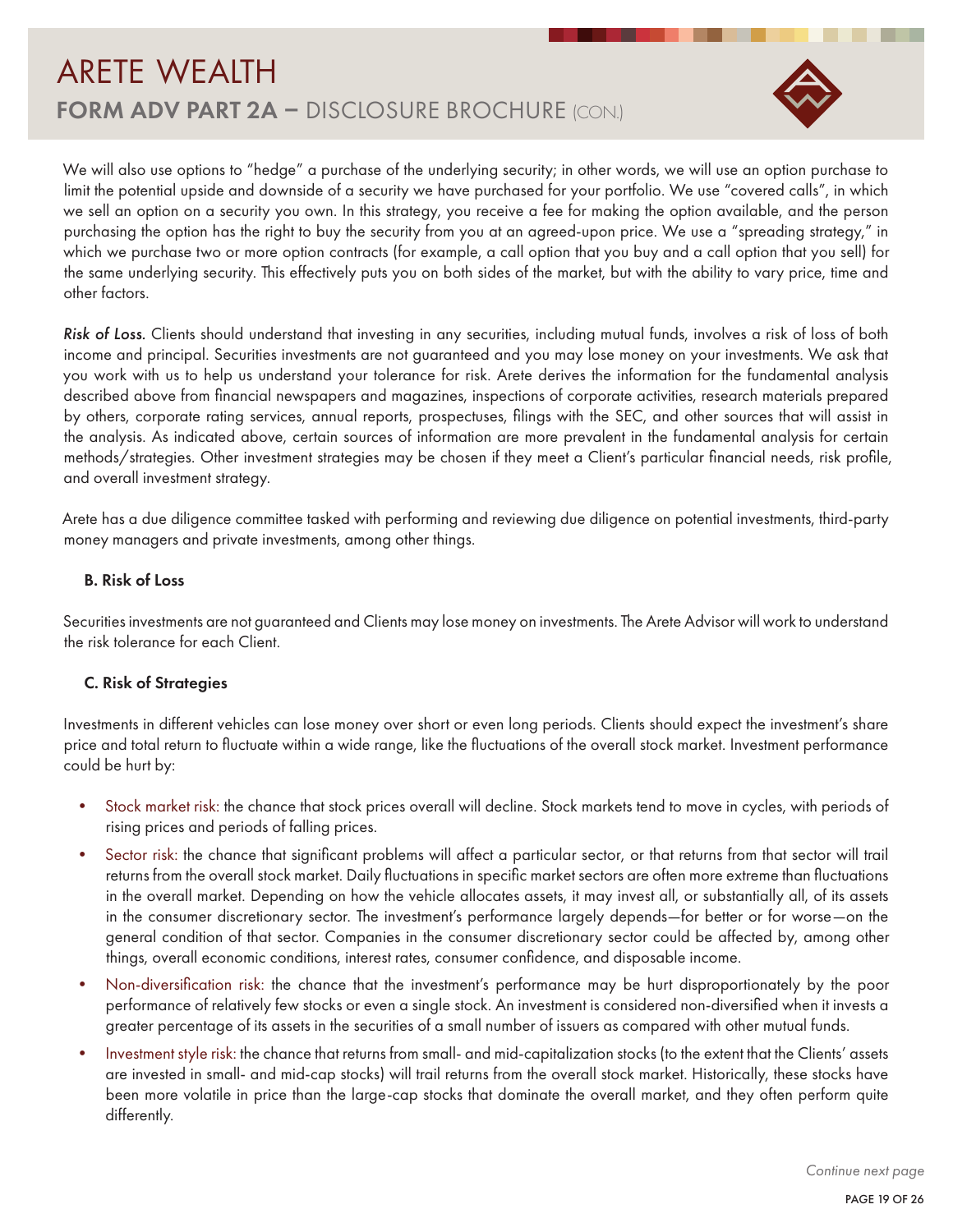We will also use options to "hedge" a purchase of the underlying security; in other words, we will use an option purchase to limit the potential upside and downside of a security we have purchased for your portfolio. We use "covered calls", in which we sell an option on a security you own. In this strategy, you receive a fee for making the option available, and the person purchasing the option has the right to buy the security from you at an agreed-upon price. We use a "spreading strategy," in which we purchase two or more option contracts (for example, a call option that you buy and a call option that you sell) for the same underlying security. This effectively puts you on both sides of the market, but with the ability to vary price, time and other factors.

*Risk of Loss.* Clients should understand that investing in any securities, including mutual funds, involves a risk of loss of both income and principal. Securities investments are not guaranteed and you may lose money on your investments. We ask that you work with us to help us understand your tolerance for risk. Arete derives the information for the fundamental analysis described above from financial newspapers and magazines, inspections of corporate activities, research materials prepared by others, corporate rating services, annual reports, prospectuses, filings with the SEC, and other sources that will assist in the analysis. As indicated above, certain sources of information are more prevalent in the fundamental analysis for certain methods/strategies. Other investment strategies may be chosen if they meet a Client's particular financial needs, risk profile, and overall investment strategy.

Arete has a due diligence committee tasked with performing and reviewing due diligence on potential investments, third-party money managers and private investments, among other things.

### B. Risk of Loss

Securities investments are not guaranteed and Clients may lose money on investments. The Arete Advisor will work to understand the risk tolerance for each Client.

### C. Risk of Strategies

Investments in different vehicles can lose money over short or even long periods. Clients should expect the investment's share price and total return to fluctuate within a wide range, like the fluctuations of the overall stock market. Investment performance could be hurt by:

- Stock market risk: the chance that stock prices overall will decline. Stock markets tend to move in cycles, with periods of rising prices and periods of falling prices.
- Sector risk: the chance that significant problems will affect a particular sector, or that returns from that sector will trail returns from the overall stock market. Daily fluctuations in specific market sectors are often more extreme than fluctuations in the overall market. Depending on how the vehicle allocates assets, it may invest all, or substantially all, of its assets in the consumer discretionary sector. The investment's performance largely depends—for better or for worse—on the general condition of that sector. Companies in the consumer discretionary sector could be affected by, among other things, overall economic conditions, interest rates, consumer confidence, and disposable income.
- Non-diversification risk: the chance that the investment's performance may be hurt disproportionately by the poor performance of relatively few stocks or even a single stock. An investment is considered non-diversified when it invests a greater percentage of its assets in the securities of a small number of issuers as compared with other mutual funds.
- Investment style risk: the chance that returns from small- and mid-capitalization stocks (to the extent that the Clients' assets are invested in small- and mid-cap stocks) will trail returns from the overall stock market. Historically, these stocks have been more volatile in price than the large-cap stocks that dominate the overall market, and they often perform quite differently.

*Continue next page*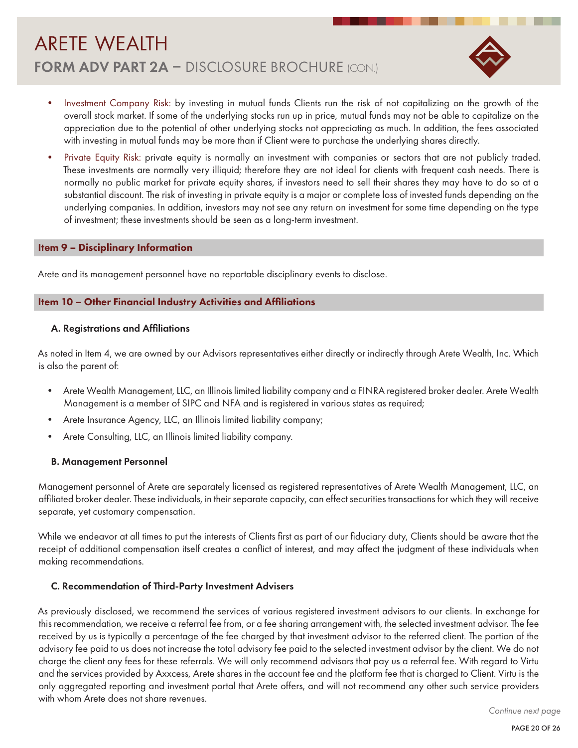- Investment Company Risk: by investing in mutual funds Clients run the risk of not capitalizing on the growth of the overall stock market. If some of the underlying stocks run up in price, mutual funds may not be able to capitalize on the appreciation due to the potential of other underlying stocks not appreciating as much. In addition, the fees associated with investing in mutual funds may be more than if Client were to purchase the underlying shares directly.
- Private Equity Risk: private equity is normally an investment with companies or sectors that are not publicly traded. These investments are normally very illiquid; therefore they are not ideal for clients with frequent cash needs. There is normally no public market for private equity shares, if investors need to sell their shares they may have to do so at a substantial discount. The risk of investing in private equity is a major or complete loss of invested funds depending on the underlying companies. In addition, investors may not see any return on investment for some time depending on the type of investment; these investments should be seen as a long-term investment.

## Item 9 – Disciplinary Information

Arete and its management personnel have no reportable disciplinary events to disclose.

## Item 10 – Other Financial Industry Activities and Affiliations

### A. Registrations and Affiliations

As noted in Item 4, we are owned by our Advisors representatives either directly or indirectly through Arete Wealth, Inc. Which is also the parent of:

- Arete Wealth Management, LLC, an Illinois limited liability company and a FINRA registered broker dealer. Arete Wealth Management is a member of SIPC and NFA and is registered in various states as required;
- Arete Insurance Agency, LLC, an Illinois limited liability company;
- Arete Consulting, LLC, an Illinois limited liability company.

### B. Management Personnel

Management personnel of Arete are separately licensed as registered representatives of Arete Wealth Management, LLC, an affiliated broker dealer. These individuals, in their separate capacity, can effect securities transactions for which they will receive separate, yet customary compensation.

While we endeavor at all times to put the interests of Clients first as part of our fiduciary duty, Clients should be aware that the receipt of additional compensation itself creates a conflict of interest, and may affect the judgment of these individuals when making recommendations.

### C. Recommendation of Third-Party Investment Advisers

As previously disclosed, we recommend the services of various registered investment advisors to our clients. In exchange for this recommendation, we receive a referral fee from, or a fee sharing arrangement with, the selected investment advisor. The fee received by us is typically a percentage of the fee charged by that investment advisor to the referred client. The portion of the advisory fee paid to us does not increase the total advisory fee paid to the selected investment advisor by the client. We do not charge the client any fees for these referrals. We will only recommend advisors that pay us a referral fee. With regard to Virtu and the services provided by Axxcess, Arete shares in the account fee and the platform fee that is charged to Client. Virtu is the only aggregated reporting and investment portal that Arete offers, and will not recommend any other such service providers with whom Arete does not share revenues.

*Continue next page*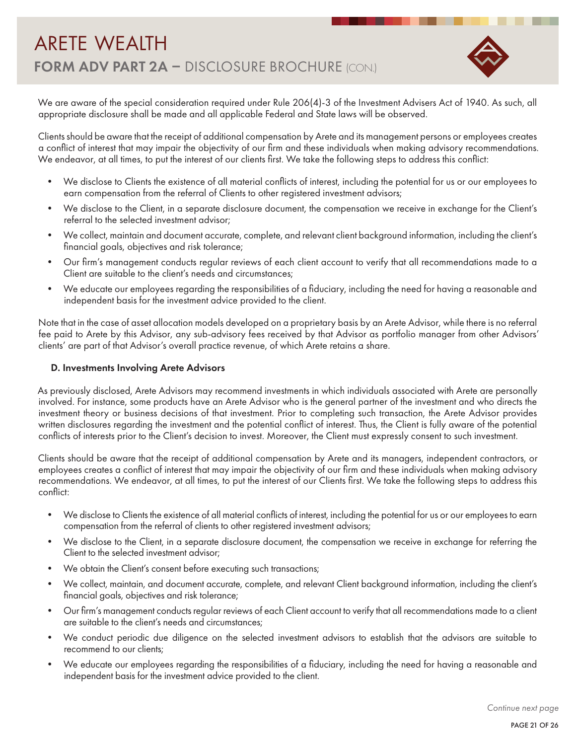We are aware of the special consideration required under Rule 206(4)-3 of the Investment Advisers Act of 1940. As such, all appropriate disclosure shall be made and all applicable Federal and State laws will be observed.

Clients should be aware that the receipt of additional compensation by Arete and its management persons or employees creates a conflict of interest that may impair the objectivity of our firm and these individuals when making advisory recommendations. We endeavor, at all times, to put the interest of our clients first. We take the following steps to address this conflict:

- We disclose to Clients the existence of all material conflicts of interest, including the potential for us or our employees to earn compensation from the referral of Clients to other registered investment advisors;
- We disclose to the Client, in a separate disclosure document, the compensation we receive in exchange for the Client's referral to the selected investment advisor;
- We collect, maintain and document accurate, complete, and relevant client background information, including the client's financial goals, objectives and risk tolerance;
- Our firm's management conducts regular reviews of each client account to verify that all recommendations made to a Client are suitable to the client's needs and circumstances;
- We educate our employees regarding the responsibilities of a fiduciary, including the need for having a reasonable and independent basis for the investment advice provided to the client.

Note that in the case of asset allocation models developed on a proprietary basis by an Arete Advisor, while there is no referral fee paid to Arete by this Advisor, any sub-advisory fees received by that Advisor as portfolio manager from other Advisors' clients' are part of that Advisor's overall practice revenue, of which Arete retains a share.

### D. Investments Involving Arete Advisors

As previously disclosed, Arete Advisors may recommend investments in which individuals associated with Arete are personally involved. For instance, some products have an Arete Advisor who is the general partner of the investment and who directs the investment theory or business decisions of that investment. Prior to completing such transaction, the Arete Advisor provides written disclosures regarding the investment and the potential conflict of interest. Thus, the Client is fully aware of the potential conflicts of interests prior to the Client's decision to invest. Moreover, the Client must expressly consent to such investment.

Clients should be aware that the receipt of additional compensation by Arete and its managers, independent contractors, or employees creates a conflict of interest that may impair the objectivity of our firm and these individuals when making advisory recommendations. We endeavor, at all times, to put the interest of our Clients first. We take the following steps to address this conflict:

- We disclose to Clients the existence of all material conflicts of interest, including the potential for us or our employees to earn compensation from the referral of clients to other registered investment advisors;
- We disclose to the Client, in a separate disclosure document, the compensation we receive in exchange for referring the Client to the selected investment advisor;
- We obtain the Client's consent before executing such transactions;
- We collect, maintain, and document accurate, complete, and relevant Client background information, including the client's financial goals, objectives and risk tolerance;
- Our firm's management conducts regular reviews of each Client account to verify that all recommendations made to a client are suitable to the client's needs and circumstances;
- We conduct periodic due diligence on the selected investment advisors to establish that the advisors are suitable to recommend to our clients;
- We educate our employees regarding the responsibilities of a fiduciary, including the need for having a reasonable and independent basis for the investment advice provided to the client.

*Continue next page*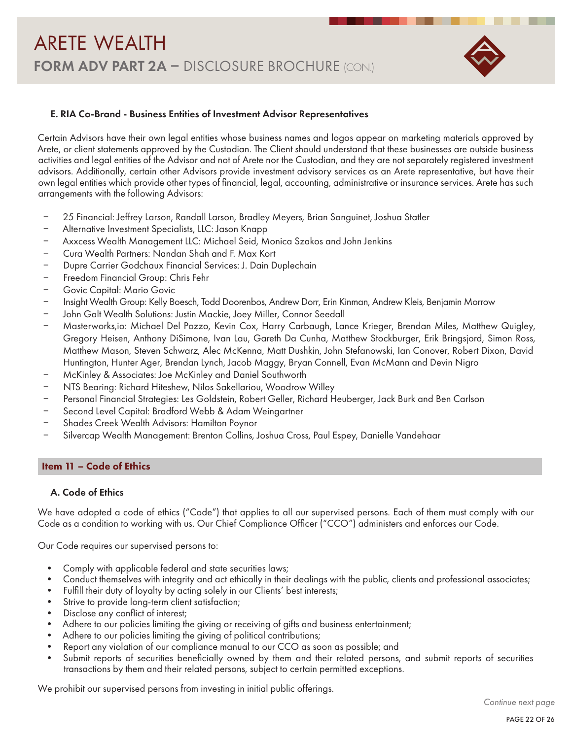### E. RIA Co-Brand - Business Entities of Investment Advisor Representatives

Certain Advisors have their own legal entities whose business names and logos appear on marketing materials approved by Arete, or client statements approved by the Custodian. The Client should understand that these businesses are outside business activities and legal entities of the Advisor and not of Arete nor the Custodian, and they are not separately registered investment advisors. Additionally, certain other Advisors provide investment advisory services as an Arete representative, but have their own legal entities which provide other types of financial, legal, accounting, administrative or insurance services. Arete has such arrangements with the following Advisors:

- 25 Financial: Jeffrey Larson, Randall Larson, Bradley Meyers, Brian Sanguinet, Joshua Statler
- Alternative Investment Specialists, LLC: Jason Knapp
- Axxcess Wealth Management LLC: Michael Seid, Monica Szakos and John Jenkins
- Cura Wealth Partners: Nandan Shah and F. Max Kort
- Dupre Carrier Godchaux Financial Services: J. Dain Duplechain
- Freedom Financial Group: Chris Fehr
- Govic Capital: Mario Govic
- Insight Wealth Group: Kelly Boesch, Todd Doorenbos, Andrew Dorr, Erin Kinman, Andrew Kleis, Benjamin Morrow
- John Galt Wealth Solutions: Justin Mackie, Joey Miller, Connor Seedall
- Masterworks,io: Michael Del Pozzo, Kevin Cox, Harry Carbaugh, Lance Krieger, Brendan Miles, Matthew Quigley, Gregory Heisen, Anthony DiSimone, Ivan Lau, Gareth Da Cunha, Matthew Stockburger, Erik Bringsjord, Simon Ross, Matthew Mason, Steven Schwarz, Alec McKenna, Matt Dushkin, John Stefanowski, Ian Conover, Robert Dixon, David Huntington, Hunter Ager, Brendan Lynch, Jacob Maggy, Bryan Connell, Evan McMann and Devin Nigro
- McKinley & Associates: Joe McKinley and Daniel Southworth
- NTS Bearing: Richard Hiteshew, Nilos Sakellariou, Woodrow Willey
- Personal Financial Strategies: Les Goldstein, Robert Geller, Richard Heuberger, Jack Burk and Ben Carlson
- Second Level Capital: Bradford Webb & Adam Weingartner
- Shades Creek Wealth Advisors: Hamilton Poynor
- Silvercap Wealth Management: Brenton Collins, Joshua Cross, Paul Espey, Danielle Vandehaar

## Item 11 – Code of Ethics

### A. Code of Ethics

We have adopted a code of ethics ("Code") that applies to all our supervised persons. Each of them must comply with our Code as a condition to working with us. Our Chief Compliance Officer ("CCO") administers and enforces our Code.

Our Code requires our supervised persons to:

- Comply with applicable federal and state securities laws;
- Conduct themselves with integrity and act ethically in their dealings with the public, clients and professional associates;
- Fulfill their duty of loyalty by acting solely in our Clients' best interests;
- Strive to provide long-term client satisfaction;
- Disclose any conflict of interest;
- Adhere to our policies limiting the giving or receiving of gifts and business entertainment;
- Adhere to our policies limiting the giving of political contributions;
- Report any violation of our compliance manual to our CCO as soon as possible; and
- Submit reports of securities beneficially owned by them and their related persons, and submit reports of securities transactions by them and their related persons, subject to certain permitted exceptions.

We prohibit our supervised persons from investing in initial public offerings.

*Continue next page*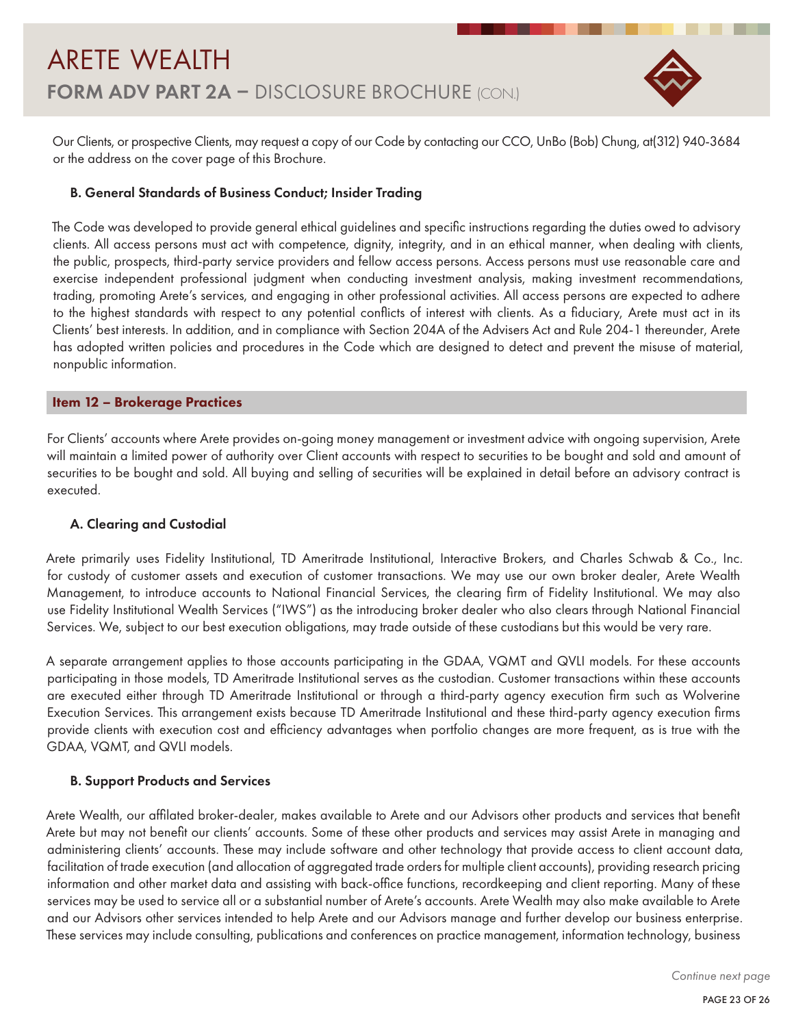Our Clients, or prospective Clients, may request a copy of our Code by contacting our CCO, UnBo (Bob) Chung, at(312) 940-3684 or the address on the cover page of this Brochure.

### B. General Standards of Business Conduct; Insider Trading

The Code was developed to provide general ethical guidelines and specific instructions regarding the duties owed to advisory clients. All access persons must act with competence, dignity, integrity, and in an ethical manner, when dealing with clients, the public, prospects, third-party service providers and fellow access persons. Access persons must use reasonable care and exercise independent professional judgment when conducting investment analysis, making investment recommendations, trading, promoting Arete's services, and engaging in other professional activities. All access persons are expected to adhere to the highest standards with respect to any potential conflicts of interest with clients. As a fiduciary, Arete must act in its Clients' best interests. In addition, and in compliance with Section 204A of the Advisers Act and Rule 204-1 thereunder, Arete has adopted written policies and procedures in the Code which are designed to detect and prevent the misuse of material, nonpublic information.

## Item 12 – Brokerage Practices

For Clients' accounts where Arete provides on-going money management or investment advice with ongoing supervision, Arete will maintain a limited power of authority over Client accounts with respect to securities to be bought and sold and amount of securities to be bought and sold. All buying and selling of securities will be explained in detail before an advisory contract is executed.

### A. Clearing and Custodial

Arete primarily uses Fidelity Institutional, TD Ameritrade Institutional, Interactive Brokers, and Charles Schwab & Co., Inc. for custody of customer assets and execution of customer transactions. We may use our own broker dealer, Arete Wealth Management, to introduce accounts to National Financial Services, the clearing firm of Fidelity Institutional. We may also use Fidelity Institutional Wealth Services ("IWS") as the introducing broker dealer who also clears through National Financial Services. We, subject to our best execution obligations, may trade outside of these custodians but this would be very rare.

A separate arrangement applies to those accounts participating in the GDAA, VQMT and QVLI models. For these accounts participating in those models, TD Ameritrade Institutional serves as the custodian. Customer transactions within these accounts are executed either through TD Ameritrade Institutional or through a third-party agency execution firm such as Wolverine Execution Services. This arrangement exists because TD Ameritrade Institutional and these third-party agency execution firms provide clients with execution cost and efficiency advantages when portfolio changes are more frequent, as is true with the GDAA, VQMT, and QVLI models.

### B. Support Products and Services

Arete Wealth, our affilated broker-dealer, makes available to Arete and our Advisors other products and services that benefit Arete but may not benefit our clients' accounts. Some of these other products and services may assist Arete in managing and administering clients' accounts. These may include software and other technology that provide access to client account data, facilitation of trade execution (and allocation of aggregated trade orders for multiple client accounts), providing research pricing information and other market data and assisting with back-office functions, recordkeeping and client reporting. Many of these services may be used to service all or a substantial number of Arete's accounts. Arete Wealth may also make available to Arete and our Advisors other services intended to help Arete and our Advisors manage and further develop our business enterprise. These services may include consulting, publications and conferences on practice management, information technology, business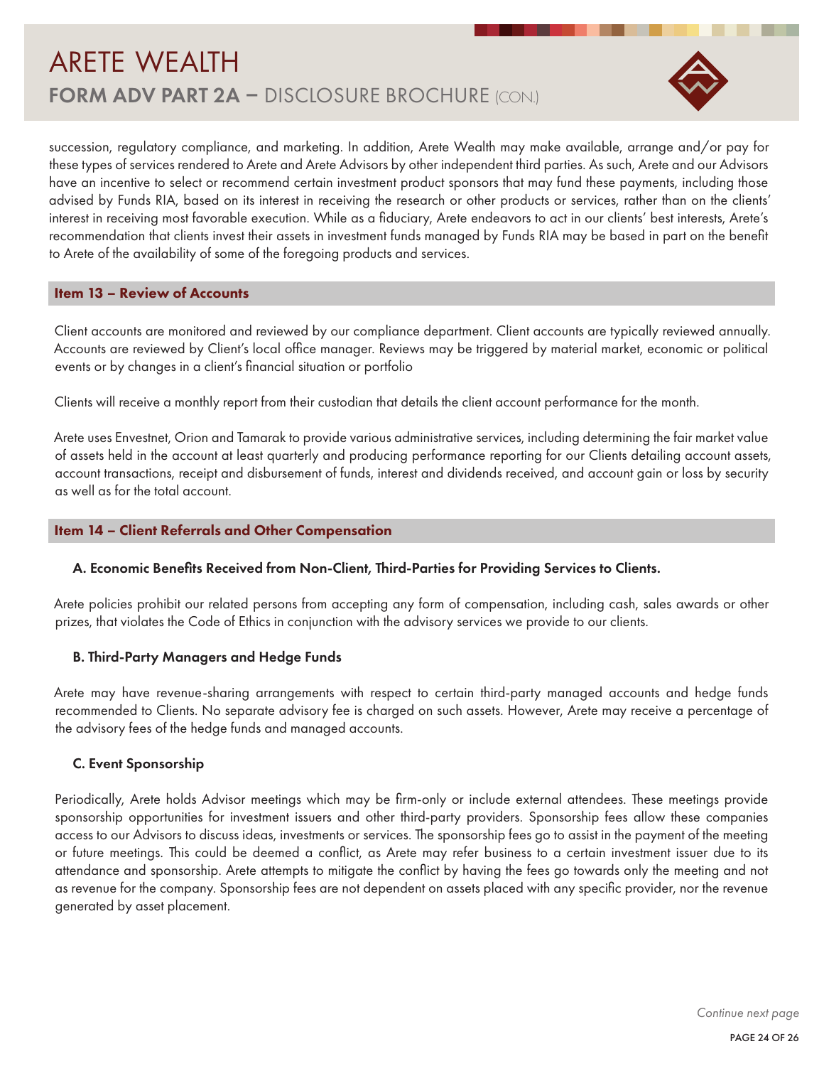succession, regulatory compliance, and marketing. In addition, Arete Wealth may make available, arrange and/or pay for these types of services rendered to Arete and Arete Advisors by other independent third parties. As such, Arete and our Advisors have an incentive to select or recommend certain investment product sponsors that may fund these payments, including those advised by Funds RIA, based on its interest in receiving the research or other products or services, rather than on the clients' interest in receiving most favorable execution. While as a fiduciary, Arete endeavors to act in our clients' best interests, Arete's recommendation that clients invest their assets in investment funds managed by Funds RIA may be based in part on the benefit to Arete of the availability of some of the foregoing products and services.

## Item 13 – Review of Accounts

Client accounts are monitored and reviewed by our compliance department. Client accounts are typically reviewed annually. Accounts are reviewed by Client's local office manager. Reviews may be triggered by material market, economic or political events or by changes in a client's financial situation or portfolio

Clients will receive a monthly report from their custodian that details the client account performance for the month.

Arete uses Envestnet, Orion and Tamarak to provide various administrative services, including determining the fair market value of assets held in the account at least quarterly and producing performance reporting for our Clients detailing account assets, account transactions, receipt and disbursement of funds, interest and dividends received, and account gain or loss by security as well as for the total account.

## Item 14 – Client Referrals and Other Compensation

### A. Economic Benefits Received from Non-Client, Third-Parties for Providing Services to Clients.

Arete policies prohibit our related persons from accepting any form of compensation, including cash, sales awards or other prizes, that violates the Code of Ethics in conjunction with the advisory services we provide to our clients.

### B. Third-Party Managers and Hedge Funds

Arete may have revenue-sharing arrangements with respect to certain third-party managed accounts and hedge funds recommended to Clients. No separate advisory fee is charged on such assets. However, Arete may receive a percentage of the advisory fees of the hedge funds and managed accounts.

### C. Event Sponsorship

Periodically, Arete holds Advisor meetings which may be firm-only or include external attendees. These meetings provide sponsorship opportunities for investment issuers and other third-party providers. Sponsorship fees allow these companies access to our Advisors to discuss ideas, investments or services. The sponsorship fees go to assist in the payment of the meeting or future meetings. This could be deemed a conflict, as Arete may refer business to a certain investment issuer due to its attendance and sponsorship. Arete attempts to mitigate the conflict by having the fees go towards only the meeting and not as revenue for the company. Sponsorship fees are not dependent on assets placed with any specific provider, nor the revenue generated by asset placement.

*Continue next page*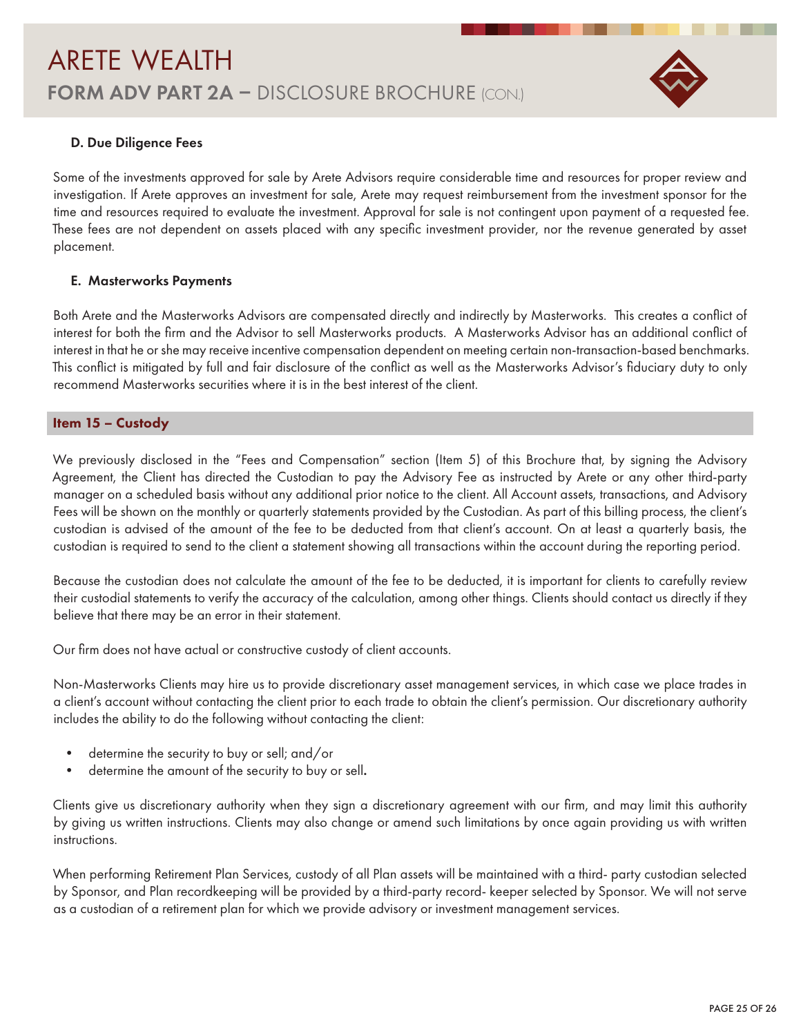### D. Due Diligence Fees

Some of the investments approved for sale by Arete Advisors require considerable time and resources for proper review and investigation. If Arete approves an investment for sale, Arete may request reimbursement from the investment sponsor for the time and resources required to evaluate the investment. Approval for sale is not contingent upon payment of a requested fee. These fees are not dependent on assets placed with any specific investment provider, nor the revenue generated by asset placement.

### E. Masterworks Payments

Both Arete and the Masterworks Advisors are compensated directly and indirectly by Masterworks. This creates a conflict of interest for both the firm and the Advisor to sell Masterworks products. A Masterworks Advisor has an additional conflict of interest in that he or she may receive incentive compensation dependent on meeting certain non-transaction-based benchmarks. This conflict is mitigated by full and fair disclosure of the conflict as well as the Masterworks Advisor's fiduciary duty to only recommend Masterworks securities where it is in the best interest of the client.

## Item 15 – Custody

We previously disclosed in the "Fees and Compensation" section (Item 5) of this Brochure that, by signing the Advisory Agreement, the Client has directed the Custodian to pay the Advisory Fee as instructed by Arete or any other third-party manager on a scheduled basis without any additional prior notice to the client. All Account assets, transactions, and Advisory Fees will be shown on the monthly or quarterly statements provided by the Custodian. As part of this billing process, the client's custodian is advised of the amount of the fee to be deducted from that client's account. On at least a quarterly basis, the custodian is required to send to the client a statement showing all transactions within the account during the reporting period.

Because the custodian does not calculate the amount of the fee to be deducted, it is important for clients to carefully review their custodial statements to verify the accuracy of the calculation, among other things. Clients should contact us directly if they believe that there may be an error in their statement.

Our firm does not have actual or constructive custody of client accounts.

Non-Masterworks Clients may hire us to provide discretionary asset management services, in which case we place trades in a client's account without contacting the client prior to each trade to obtain the client's permission. Our discretionary authority includes the ability to do the following without contacting the client:

- determine the security to buy or sell; and/or
- determine the amount of the security to buy or sell.

Clients give us discretionary authority when they sign a discretionary agreement with our firm, and may limit this authority by giving us written instructions. Clients may also change or amend such limitations by once again providing us with written instructions.

When performing Retirement Plan Services, custody of all Plan assets will be maintained with a third- party custodian selected by Sponsor, and Plan recordkeeping will be provided by a third-party record- keeper selected by Sponsor. We will not serve as a custodian of a retirement plan for which we provide advisory or investment management services.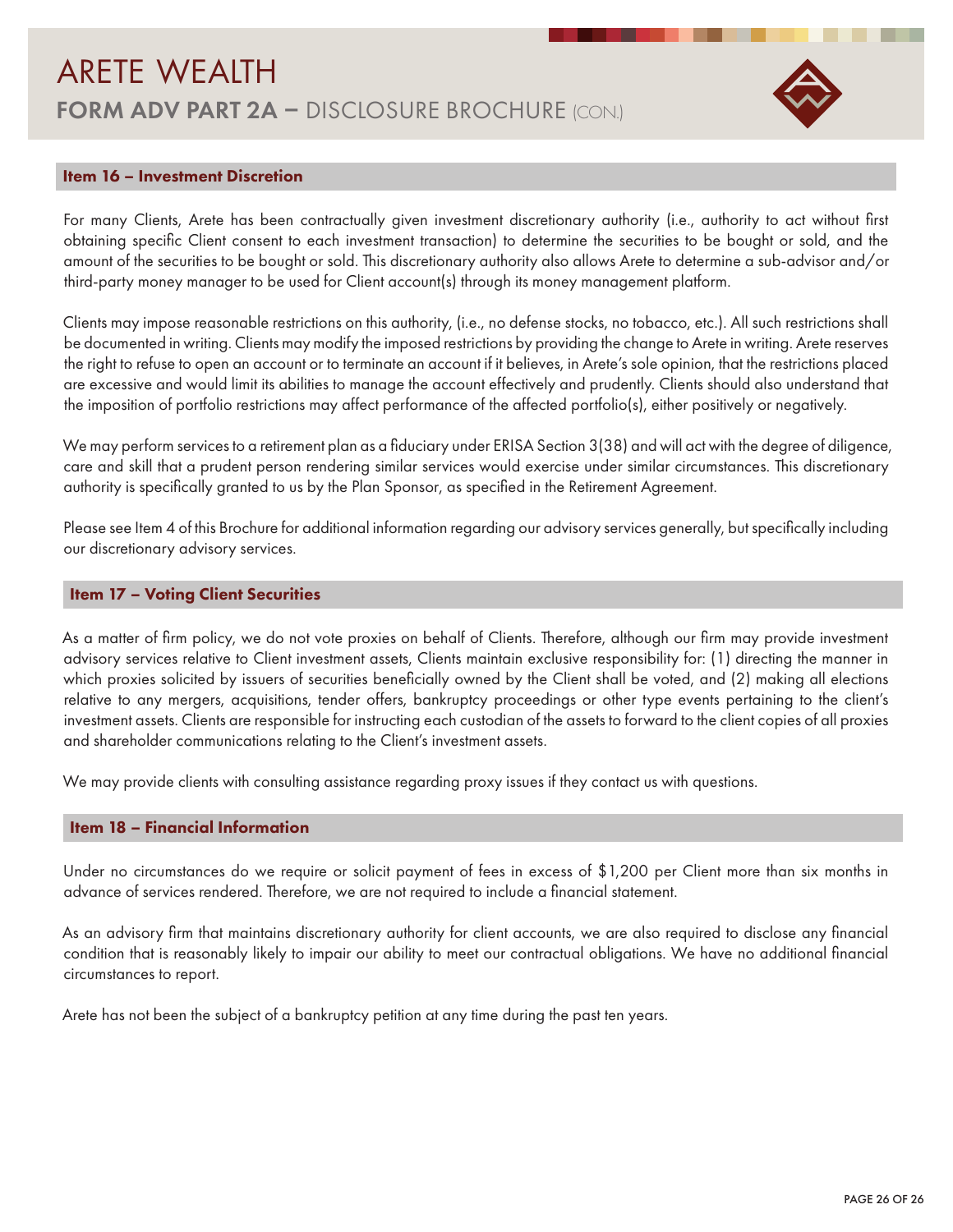## Item 16 – Investment Discretion

For many Clients, Arete has been contractually given investment discretionary authority (i.e., authority to act without first obtaining specific Client consent to each investment transaction) to determine the securities to be bought or sold, and the amount of the securities to be bought or sold. This discretionary authority also allows Arete to determine a sub-advisor and/or third-party money manager to be used for Client account(s) through its money management platform.

Clients may impose reasonable restrictions on this authority, (i.e., no defense stocks, no tobacco, etc.). All such restrictions shall be documented in writing. Clients may modify the imposed restrictions by providing the change to Arete in writing. Arete reserves the right to refuse to open an account or to terminate an account if it believes, in Arete's sole opinion, that the restrictions placed are excessive and would limit its abilities to manage the account effectively and prudently. Clients should also understand that the imposition of portfolio restrictions may affect performance of the affected portfolio(s), either positively or negatively.

We may perform services to a retirement plan as a fiduciary under ERISA Section 3(38) and will act with the degree of diligence, care and skill that a prudent person rendering similar services would exercise under similar circumstances. This discretionary authority is specifically granted to us by the Plan Sponsor, as specified in the Retirement Agreement.

Please see Item 4 of this Brochure for additional information regarding our advisory services generally, but specifically including our discretionary advisory services.

## Item 17 – Voting Client Securities

As a matter of firm policy, we do not vote proxies on behalf of Clients. Therefore, although our firm may provide investment advisory services relative to Client investment assets, Clients maintain exclusive responsibility for: (1) directing the manner in which proxies solicited by issuers of securities beneficially owned by the Client shall be voted, and (2) making all elections relative to any mergers, acquisitions, tender offers, bankruptcy proceedings or other type events pertaining to the client's investment assets. Clients are responsible for instructing each custodian of the assets to forward to the client copies of all proxies and shareholder communications relating to the Client's investment assets.

We may provide clients with consulting assistance regarding proxy issues if they contact us with questions.

## Item 18 – Financial Information

Under no circumstances do we require or solicit payment of fees in excess of $1,200 per Client more than six months in advance of services rendered. Therefore, we are not required to include a financial statement.

As an advisory firm that maintains discretionary authority for client accounts, we are also required to disclose any financial condition that is reasonably likely to impair our ability to meet our contractual obligations. We have no additional financial circumstances to report.

Arete has not been the subject of a bankruptcy petition at any time during the past ten years.